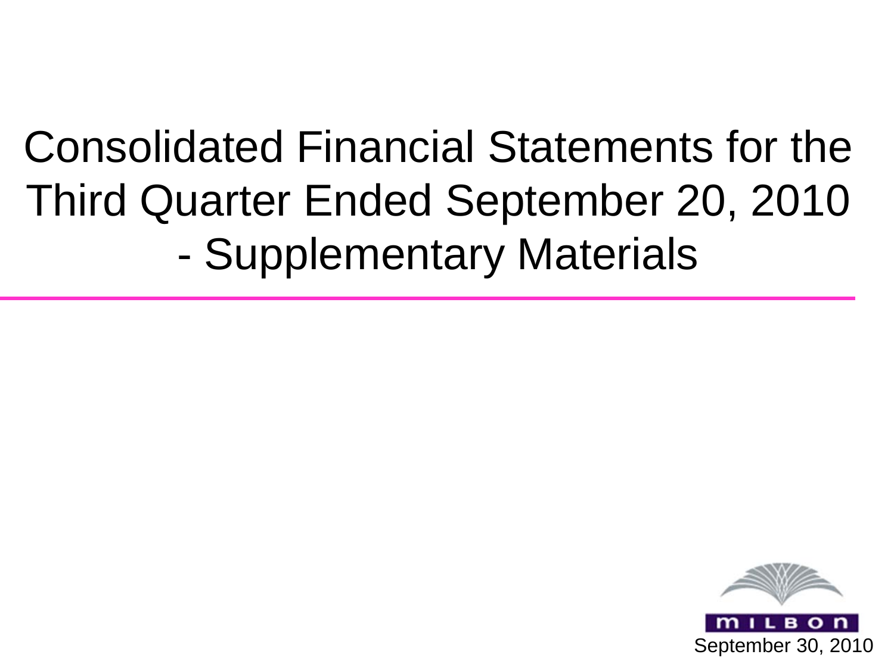# Consolidated Financial Statements for the Third Quarter Ended September 20, 2010 - Supplementary Materials

MILBON

September 30, 2010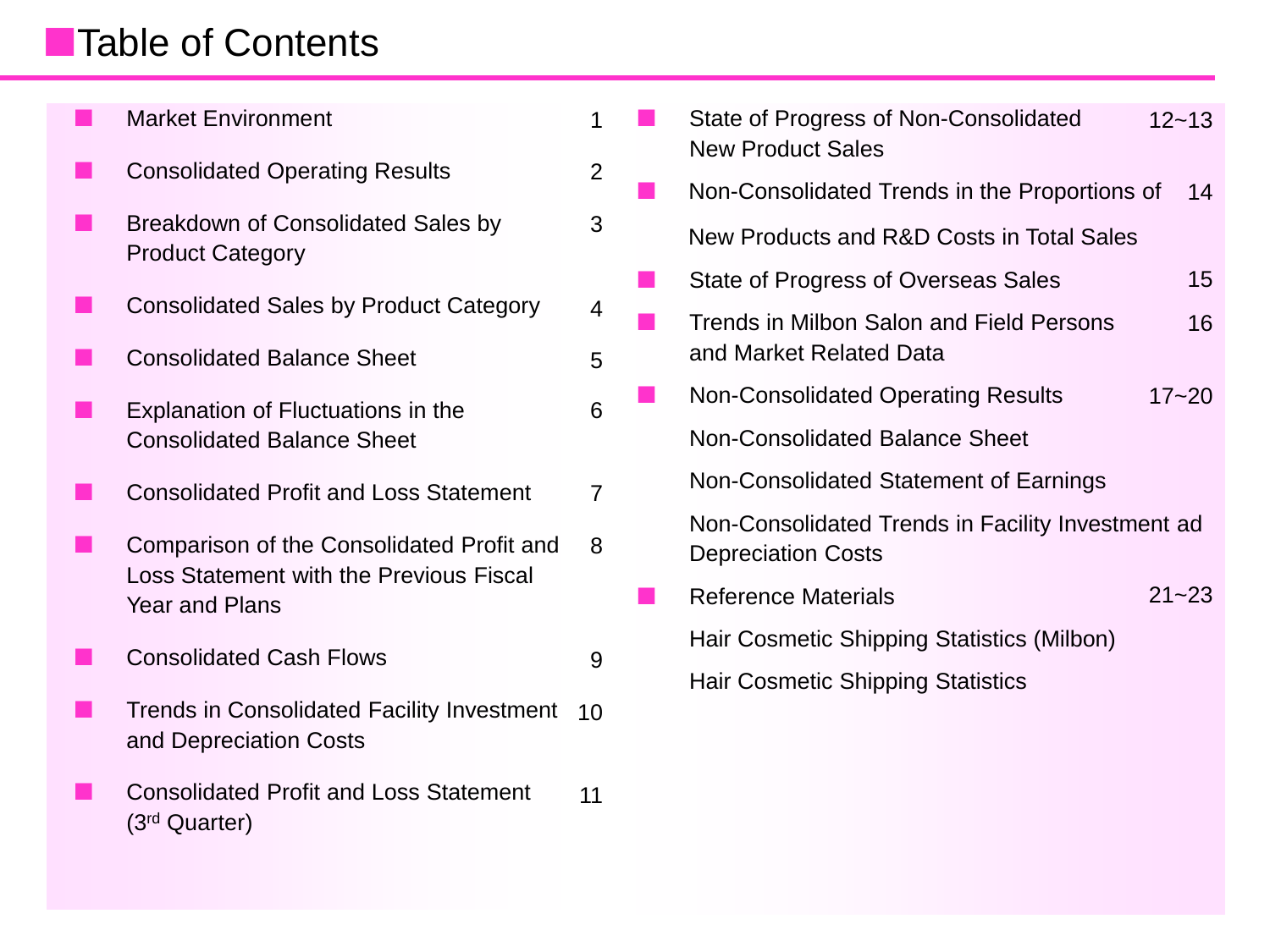# Table of Contents

| Item | Page |
|---|---|
| Market Environment | 1 |
| Consolidated Operating Results | 2 |
| Breakdown of Consolidated Sales by Product Category | 3 |
| Consolidated Sales by Product Category | 4 |
| Consolidated Balance Sheet | 5 |
| Explanation of Fluctuations in the Consolidated Balance Sheet | 6 |
| Consolidated Profit and Loss Statement | 7 |
| Comparison of the Consolidated Profit and Loss Statement with the Previous Fiscal Year and Plans | 8 |
| Consolidated Cash Flows | 9 |
| Trends in Consolidated Facility Investment and Depreciation Costs | 10 |
| Consolidated Profit and Loss Statement (3rd Quarter) | 11 |
| State of Progress of Non-Consolidated New Product Sales | 12~13 |
| Non-Consolidated Trends in the Proportions of New Products and R&D Costs in Total Sales | 14 |
| State of Progress of Overseas Sales | 15 |
| Trends in Milbon Salon and Field Persons and Market Related Data | 16 |
| Non-Consolidated Operating Results<br>Non-Consolidated Balance Sheet<br>Non-Consolidated Statement of Earnings<br>Non-Consolidated Trends in Facility Investment ad Depreciation Costs | 17~20 |
| Reference Materials<br>Hair Cosmetic Shipping Statistics (Milbon)<br>Hair Cosmetic Shipping Statistics | 21~23 |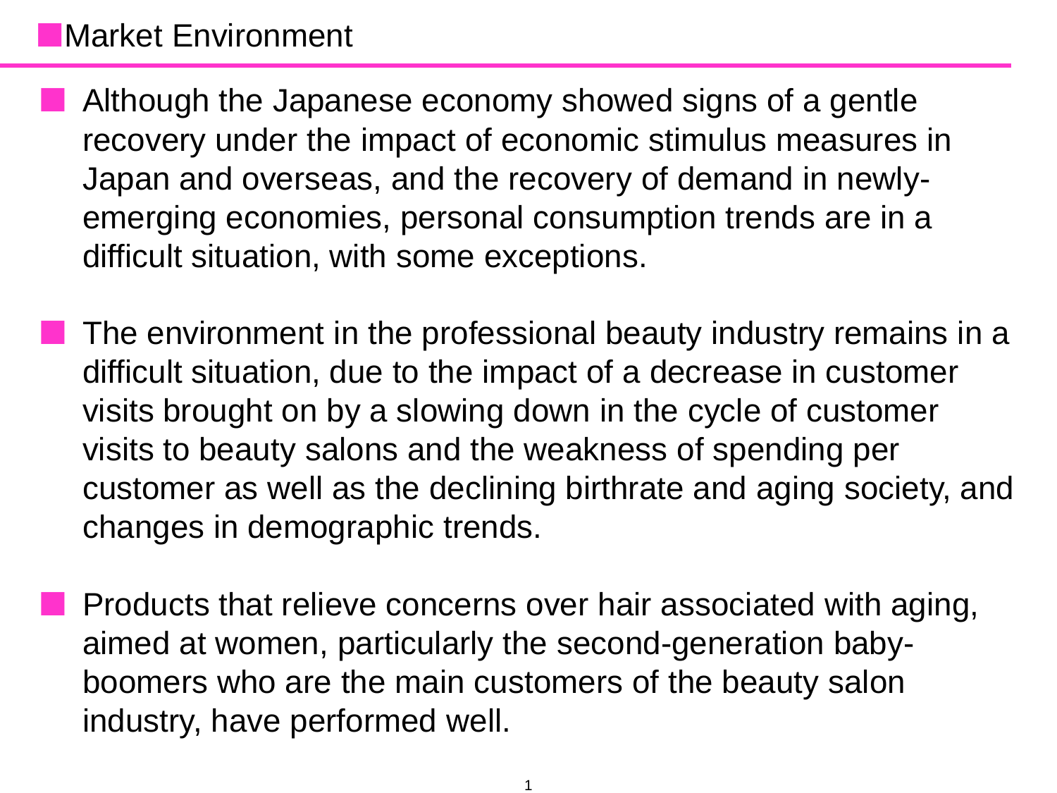# Market Environment

- Although the Japanese economy showed signs of a gentle recovery under the impact of economic stimulus measures in Japan and overseas, and the recovery of demand in newly-emerging economies, personal consumption trends are in a difficult situation, with some exceptions.

- The environment in the professional beauty industry remains in a difficult situation, due to the impact of a decrease in customer visits brought on by a slowing down in the cycle of customer visits to beauty salons and the weakness of spending per customer as well as the declining birthrate and aging society, and changes in demographic trends.

- Products that relieve concerns over hair associated with aging, aimed at women, particularly the second-generation baby-boomers who are the main customers of the beauty salon industry, have performed well.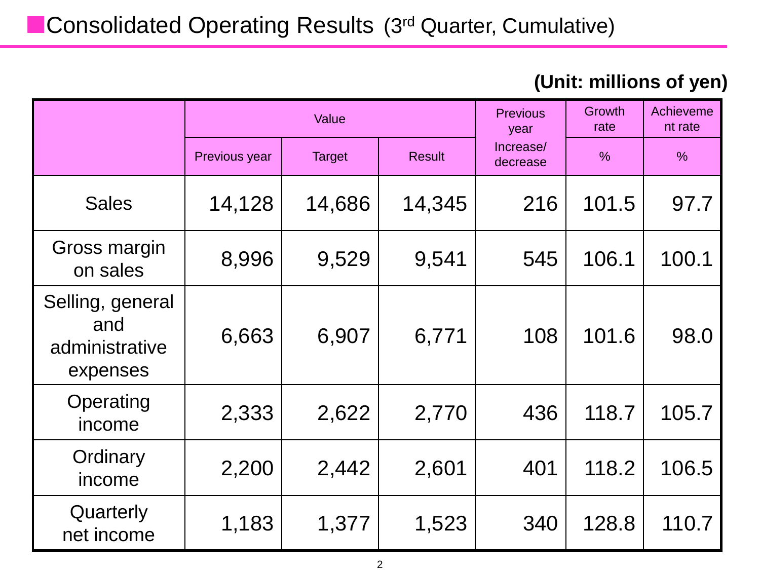## Consolidated Operating Results (3rd Quarter, Cumulative)

**(Unit: millions of yen)**

| | Value | | | Previous year Increase/ decrease | Growth rate | Achievement rate |
|---|---|---|---|---|---|---|
| | Previous year | Target | Result | | % | % |
| Sales | 14,128 | 14,686 | 14,345 | 216 | 101.5 | 97.7 |
| Gross margin on sales | 8,996 | 9,529 | 9,541 | 545 | 106.1 | 100.1 |
| Selling, general and administrative expenses | 6,663 | 6,907 | 6,771 | 108 | 101.6 | 98.0 |
| Operating income | 2,333 | 2,622 | 2,770 | 436 | 118.7 | 105.7 |
| Ordinary income | 2,200 | 2,442 | 2,601 | 401 | 118.2 | 106.5 |
| Quarterly net income | 1,183 | 1,377 | 1,523 | 340 | 128.8 | 110.7 |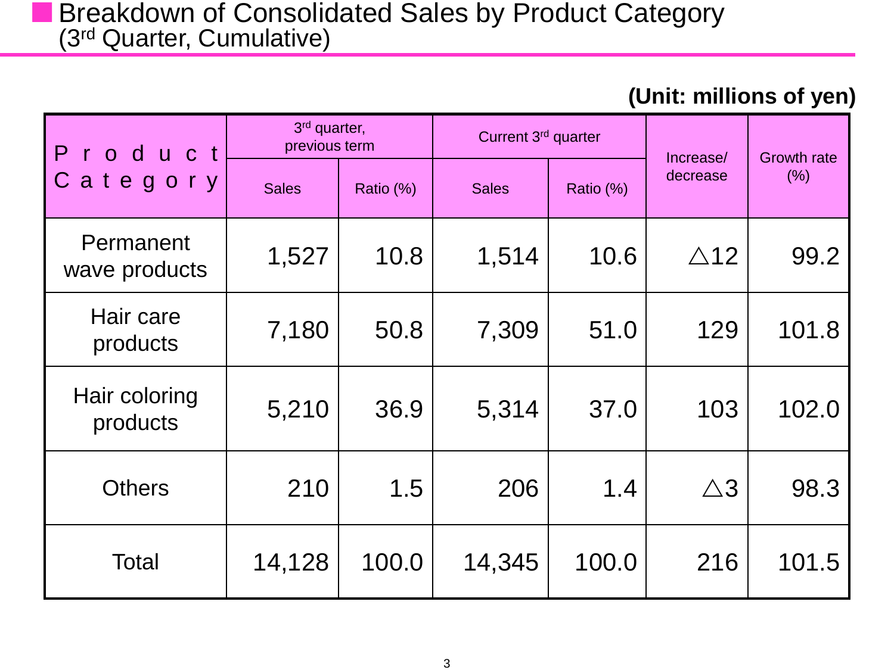## Breakdown of Consolidated Sales by Product Category (3rd Quarter, Cumulative)

**(Unit: millions of yen)**

| Product Category | 3rd quarter, previous term | | Current 3rd quarter | | Increase/ decrease | Growth rate (%) |
|---|---|---|---|---|---|---|
| | Sales | Ratio (%) | Sales | Ratio (%) | | |
| Permanent wave products | 1,527 | 10.8 | 1,514 | 10.6 | △12 | 99.2 |
| Hair care products | 7,180 | 50.8 | 7,309 | 51.0 | 129 | 101.8 |
| Hair coloring products | 5,210 | 36.9 | 5,314 | 37.0 | 103 | 102.0 |
| Others | 210 | 1.5 | 206 | 1.4 | △3 | 98.3 |
| Total | 14,128 | 100.0 | 14,345 | 100.0 | 216 | 101.5 |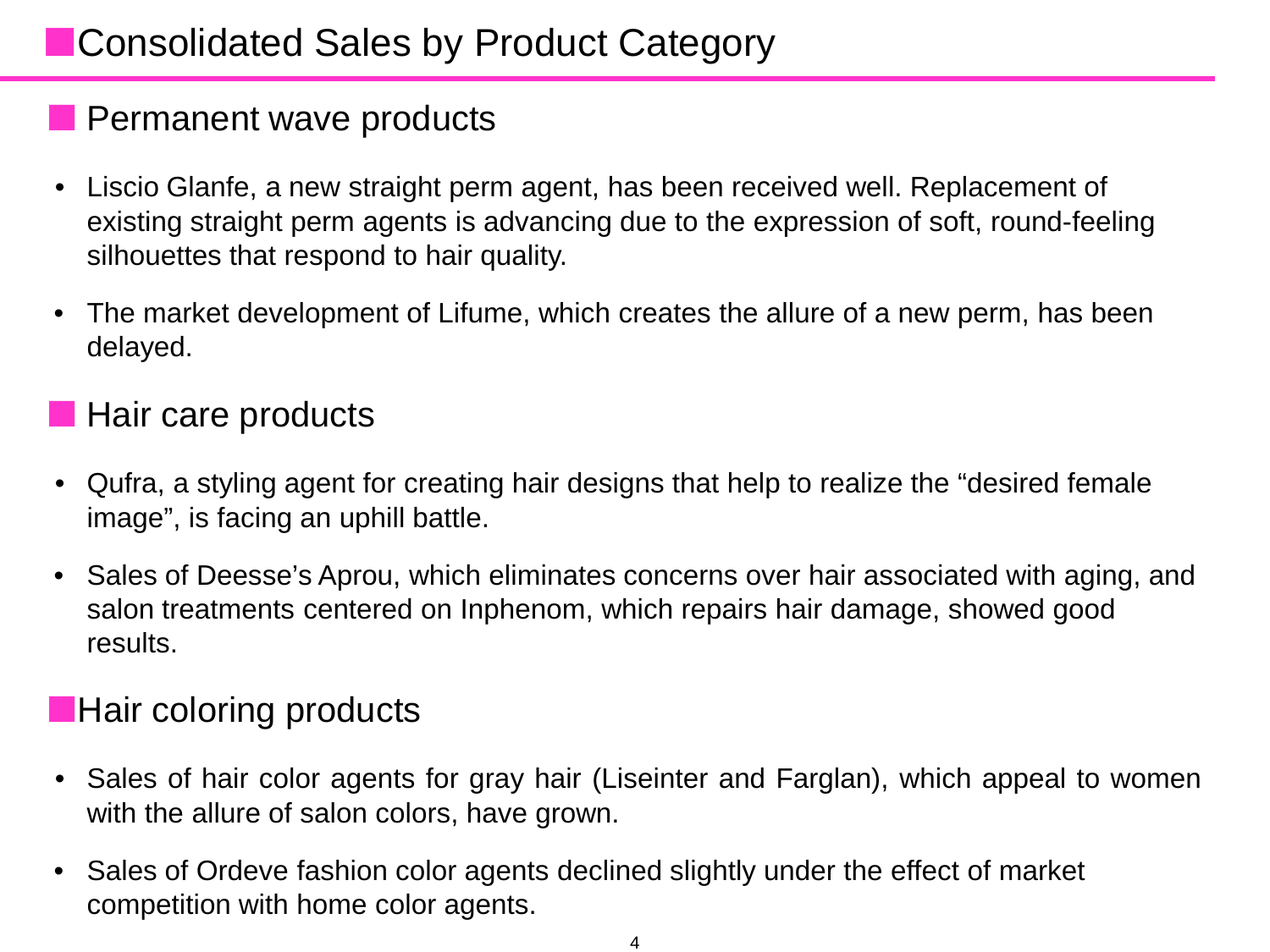# Consolidated Sales by Product Category

## Permanent wave products

- Liscio Glanfe, a new straight perm agent, has been received well. Replacement of existing straight perm agents is advancing due to the expression of soft, round-feeling silhouettes that respond to hair quality.
- The market development of Lifume, which creates the allure of a new perm, has been delayed.

## Hair care products

- Qufra, a styling agent for creating hair designs that help to realize the “desired female image”, is facing an uphill battle.
- Sales of Deesse’s Aprou, which eliminates concerns over hair associated with aging, and salon treatments centered on Inphenom, which repairs hair damage, showed good results.

## Hair coloring products

- Sales of hair color agents for gray hair (Liseinter and Farglan), which appeal to women with the allure of salon colors, have grown.
- Sales of Ordeve fashion color agents declined slightly under the effect of market competition with home color agents.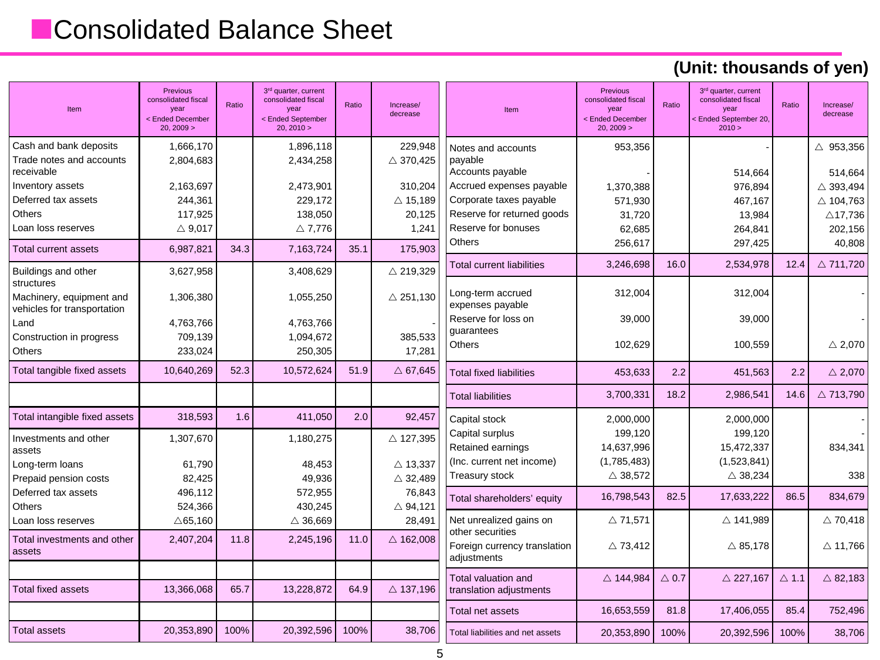# Consolidated Balance Sheet

**(Unit: thousands of yen)**

| Item | Previous consolidated fiscal year < Ended December 20, 2009 > | Ratio | 3rd quarter, current consolidated fiscal year < Ended September 20, 2010 > | Ratio | Increase/ decrease |
|---|---|---|---|---|---|
| Cash and bank deposits | 1,666,170 | | 1,896,118 | | 229,948 |
| Trade notes and accounts receivable | 2,804,683 | | 2,434,258 | | △ 370,425 |
| Inventory assets | 2,163,697 | | 2,473,901 | | 310,204 |
| Deferred tax assets | 244,361 | | 229,172 | | △ 15,189 |
| Others | 117,925 | | 138,050 | | 20,125 |
| Loan loss reserves | △ 9,017 | | △ 7,776 | | 1,241 |
| Total current assets | 6,987,821 | 34.3 | 7,163,724 | 35.1 | 175,903 |
| Buildings and other structures | 3,627,958 | | 3,408,629 | | △ 219,329 |
| Machinery, equipment and vehicles for transportation | 1,306,380 | | 1,055,250 | | △ 251,130 |
| Land | 4,763,766 | | 4,763,766 | | - |
| Construction in progress | 709,139 | | 1,094,672 | | 385,533 |
| Others | 233,024 | | 250,305 | | 17,281 |
| Total tangible fixed assets | 10,640,269 | 52.3 | 10,572,624 | 51.9 | △ 67,645 |
| Total intangible fixed assets | 318,593 | 1.6 | 411,050 | 2.0 | 92,457 |
| Investments and other assets | 1,307,670 | | 1,180,275 | | △ 127,395 |
| Long-term loans | 61,790 | | 48,453 | | △ 13,337 |
| Prepaid pension costs | 82,425 | | 49,936 | | △ 32,489 |
| Deferred tax assets | 496,112 | | 572,955 | | 76,843 |
| Others | 524,366 | | 430,245 | | △ 94,121 |
| Loan loss reserves | △65,160 | | △ 36,669 | | 28,491 |
| Total investments and other assets | 2,407,204 | 11.8 | 2,245,196 | 11.0 | △ 162,008 |
| Total fixed assets | 13,366,068 | 65.7 | 13,228,872 | 64.9 | △ 137,196 |
| Total assets | 20,353,890 | 100% | 20,392,596 | 100% | 38,706 |

| Item | Previous consolidated fiscal year < Ended December 20, 2009 > | Ratio | 3rd quarter, current consolidated fiscal year < Ended September 20, 2010 > | Ratio | Increase/ decrease |
|---|---|---|---|---|---|
| Notes and accounts payable | 953,356 | | - | | △ 953,356 |
| Accounts payable | - | | 514,664 | | 514,664 |
| Accrued expenses payable | 1,370,388 | | 976,894 | | △ 393,494 |
| Corporate taxes payable | 571,930 | | 467,167 | | △ 104,763 |
| Reserve for returned goods | 31,720 | | 13,984 | | △17,736 |
| Reserve for bonuses | 62,685 | | 264,841 | | 202,156 |
| Others | 256,617 | | 297,425 | | 40,808 |
| Total current liabilities | 3,246,698 | 16.0 | 2,534,978 | 12.4 | △ 711,720 |
| Long-term accrued expenses payable | 312,004 | | 312,004 | | - |
| Reserve for loss on guarantees | 39,000 | | 39,000 | | - |
| Others | 102,629 | | 100,559 | | △ 2,070 |
| Total fixed liabilities | 453,633 | 2.2 | 451,563 | 2.2 | △ 2,070 |
| Total liabilities | 3,700,331 | 18.2 | 2,986,541 | 14.6 | △ 713,790 |
| Capital stock | 2,000,000 | | 2,000,000 | | - |
| Capital surplus | 199,120 | | 199,120 | | - |
| Retained earnings | 14,637,996 | | 15,472,337 | | 834,341 |
| (Inc. current net income) | (1,785,483) | | (1,523,841) | | |
| Treasury stock | △ 38,572 | | △ 38,234 | | 338 |
| Total shareholders' equity | 16,798,543 | 82.5 | 17,633,222 | 86.5 | 834,679 |
| Net unrealized gains on other securities | △ 71,571 | | △ 141,989 | | △ 70,418 |
| Foreign currency translation adjustments | △ 73,412 | | △ 85,178 | | △ 11,766 |
| Total valuation and translation adjustments | △ 144,984 | △ 0.7 | △ 227,167 | △ 1.1 | △ 82,183 |
| Total net assets | 16,653,559 | 81.8 | 17,406,055 | 85.4 | 752,496 |
| Total liabilities and net assets | 20,353,890 | 100% | 20,392,596 | 100% | 38,706 |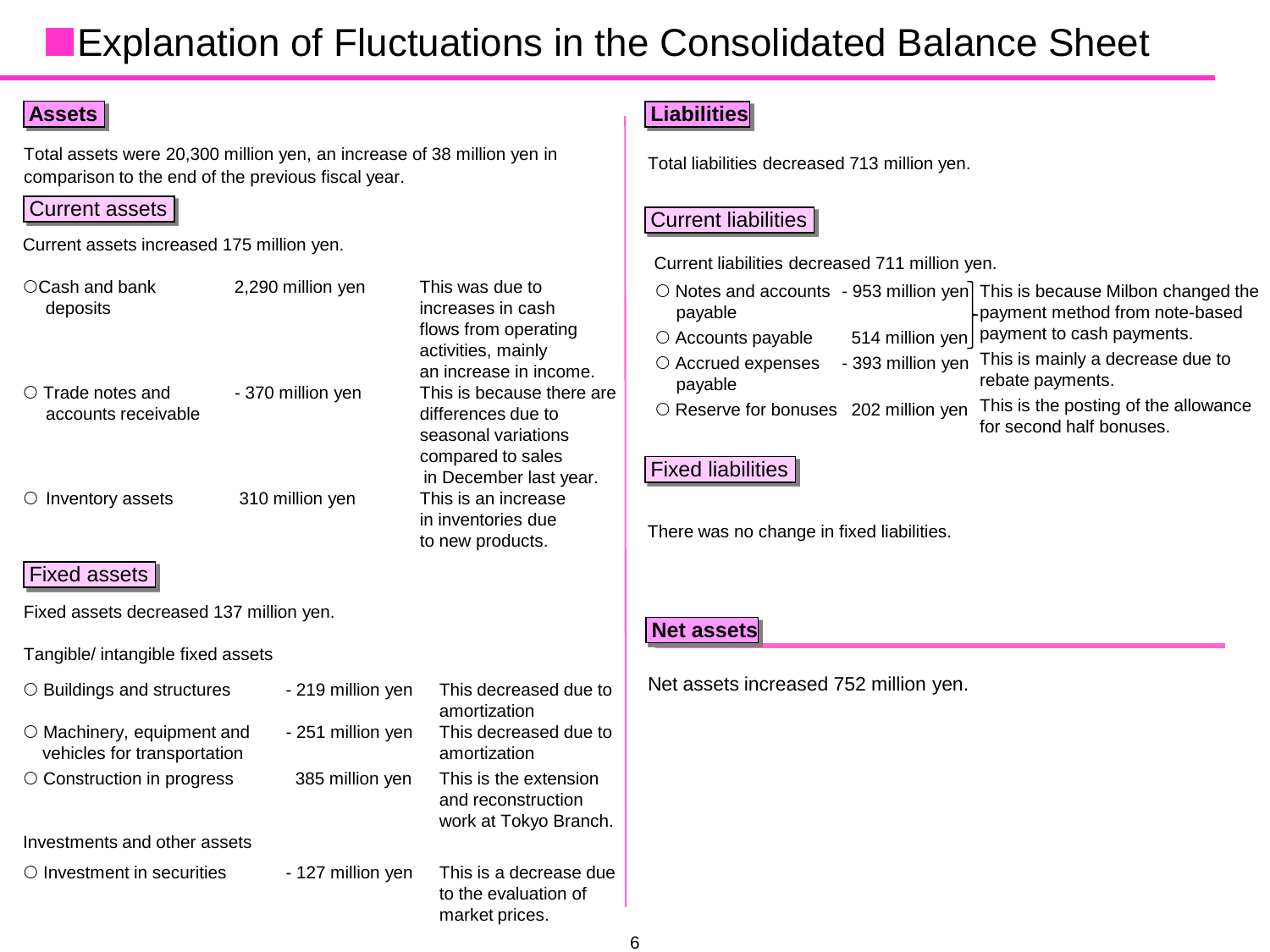# Explanation of Fluctuations in the Consolidated Balance Sheet

## Assets

Total assets were 20,300 million yen, an increase of 38 million yen in comparison to the end of the previous fiscal year.

### Current assets

Current assets increased 175 million yen.

| Item | Change | Explanation |
|---|---|---|
| ○Cash and bank deposits | 2,290 million yen | This was due to increases in cash flows from operating activities, mainly an increase in income. |
| ○ Trade notes and accounts receivable | - 370 million yen | This is because there are differences due to seasonal variations compared to sales in December last year. |
| ○ Inventory assets | 310 million yen | This is an increase in inventories due to new products. |

### Fixed assets

Fixed assets decreased 137 million yen.

Tangible/ intangible fixed assets

| Item | Change | Explanation |
|---|---|---|
| ○ Buildings and structures | - 219 million yen | This decreased due to amortization |
| ○ Machinery, equipment and vehicles for transportation | - 251 million yen | This decreased due to amortization |
| ○ Construction in progress | 385 million yen | This is the extension and reconstruction work at Tokyo Branch. |

Investments and other assets

| Item | Change | Explanation |
|---|---|---|
| ○ Investment in securities | - 127 million yen | This is a decrease due to the evaluation of market prices. |

## Liabilities

Total liabilities decreased 713 million yen.

### Current liabilities

Current liabilities decreased 711 million yen.

| Item | Change | Explanation |
|---|---|---|
| ○ Notes and accounts payable | - 953 million yen | This is because Milbon changed the payment method from note-based payment to cash payments. |
| ○ Accounts payable | 514 million yen | (same as above) |
| ○ Accrued expenses payable | - 393 million yen | This is mainly a decrease due to rebate payments. |
| ○ Reserve for bonuses | 202 million yen | This is the posting of the allowance for second half bonuses. |

### Fixed liabilities

There was no change in fixed liabilities.

## Net assets

Net assets increased 752 million yen.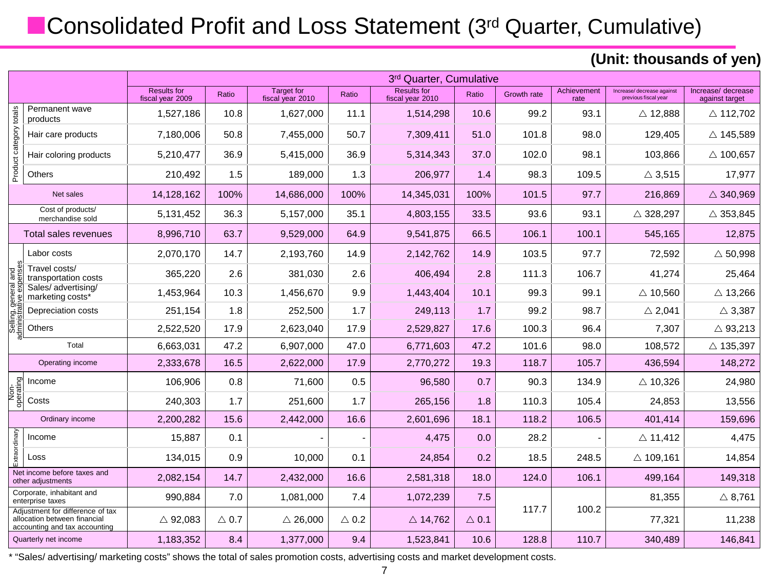# Consolidated Profit and Loss Statement (3rd Quarter, Cumulative)

**(Unit: thousands of yen)**

| | | 3rd Quarter, Cumulative | | | | | | | | | |
|---|---|---|---|---|---|---|---|---|---|---|---|
| | | Results for fiscal year 2009 | Ratio | Target for fiscal year 2010 | Ratio | Results for fiscal year 2010 | Ratio | Growth rate | Achievement rate | Increase/ decrease against previous fiscal year | Increase/ decrease against target |
| Product category totals | Permanent wave products | 1,527,186 | 10.8 | 1,627,000 | 11.1 | 1,514,298 | 10.6 | 99.2 | 93.1 | △ 12,888 | △ 112,702 |
| | Hair care products | 7,180,006 | 50.8 | 7,455,000 | 50.7 | 7,309,411 | 51.0 | 101.8 | 98.0 | 129,405 | △ 145,589 |
| | Hair coloring products | 5,210,477 | 36.9 | 5,415,000 | 36.9 | 5,314,343 | 37.0 | 102.0 | 98.1 | 103,866 | △ 100,657 |
| | Others | 210,492 | 1.5 | 189,000 | 1.3 | 206,977 | 1.4 | 98.3 | 109.5 | △ 3,515 | 17,977 |
| Net sales | | 14,128,162 | 100% | 14,686,000 | 100% | 14,345,031 | 100% | 101.5 | 97.7 | 216,869 | △ 340,969 |
| Cost of products/ merchandise sold | | 5,131,452 | 36.3 | 5,157,000 | 35.1 | 4,803,155 | 33.5 | 93.6 | 93.1 | △ 328,297 | △ 353,845 |
| Total sales revenues | | 8,996,710 | 63.7 | 9,529,000 | 64.9 | 9,541,875 | 66.5 | 106.1 | 100.1 | 545,165 | 12,875 |
| Selling, general and administrative expenses | Labor costs | 2,070,170 | 14.7 | 2,193,760 | 14.9 | 2,142,762 | 14.9 | 103.5 | 97.7 | 72,592 | △ 50,998 |
| | Travel costs/ transportation costs | 365,220 | 2.6 | 381,030 | 2.6 | 406,494 | 2.8 | 111.3 | 106.7 | 41,274 | 25,464 |
| | Sales/ advertising/ marketing costs* | 1,453,964 | 10.3 | 1,456,670 | 9.9 | 1,443,404 | 10.1 | 99.3 | 99.1 | △ 10,560 | △ 13,266 |
| | Depreciation costs | 251,154 | 1.8 | 252,500 | 1.7 | 249,113 | 1.7 | 99.2 | 98.7 | △ 2,041 | △ 3,387 |
| | Others | 2,522,520 | 17.9 | 2,623,040 | 17.9 | 2,529,827 | 17.6 | 100.3 | 96.4 | 7,307 | △ 93,213 |
| | Total | 6,663,031 | 47.2 | 6,907,000 | 47.0 | 6,771,603 | 47.2 | 101.6 | 98.0 | 108,572 | △ 135,397 |
| Operating income | | 2,333,678 | 16.5 | 2,622,000 | 17.9 | 2,770,272 | 19.3 | 118.7 | 105.7 | 436,594 | 148,272 |
| Non-operating | Income | 106,906 | 0.8 | 71,600 | 0.5 | 96,580 | 0.7 | 90.3 | 134.9 | △ 10,326 | 24,980 |
| | Costs | 240,303 | 1.7 | 251,600 | 1.7 | 265,156 | 1.8 | 110.3 | 105.4 | 24,853 | 13,556 |
| Ordinary income | | 2,200,282 | 15.6 | 2,442,000 | 16.6 | 2,601,696 | 18.1 | 118.2 | 106.5 | 401,414 | 159,696 |
| Extraordinary | Income | 15,887 | 0.1 | - | - | 4,475 | 0.0 | 28.2 | - | △ 11,412 | 4,475 |
| | Loss | 134,015 | 0.9 | 10,000 | 0.1 | 24,854 | 0.2 | 18.5 | 248.5 | △ 109,161 | 14,854 |
| Net income before taxes and other adjustments | | 2,082,154 | 14.7 | 2,432,000 | 16.6 | 2,581,318 | 18.0 | 124.0 | 106.1 | 499,164 | 149,318 |
| Corporate, inhabitant and enterprise taxes | | 990,884 | 7.0 | 1,081,000 | 7.4 | 1,072,239 | 7.5 | 117.7 | 100.2 | 81,355 | △ 8,761 |
| Adjustment for difference of tax allocation between financial accounting and tax accounting | | △ 92,083 | △ 0.7 | △ 26,000 | △ 0.2 | △ 14,762 | △ 0.1 | | | 77,321 | 11,238 |
| Quarterly net income | | 1,183,352 | 8.4 | 1,377,000 | 9.4 | 1,523,841 | 10.6 | 128.8 | 110.7 | 340,489 | 146,841 |

* "Sales/ advertising/ marketing costs" shows the total of sales promotion costs, advertising costs and market development costs.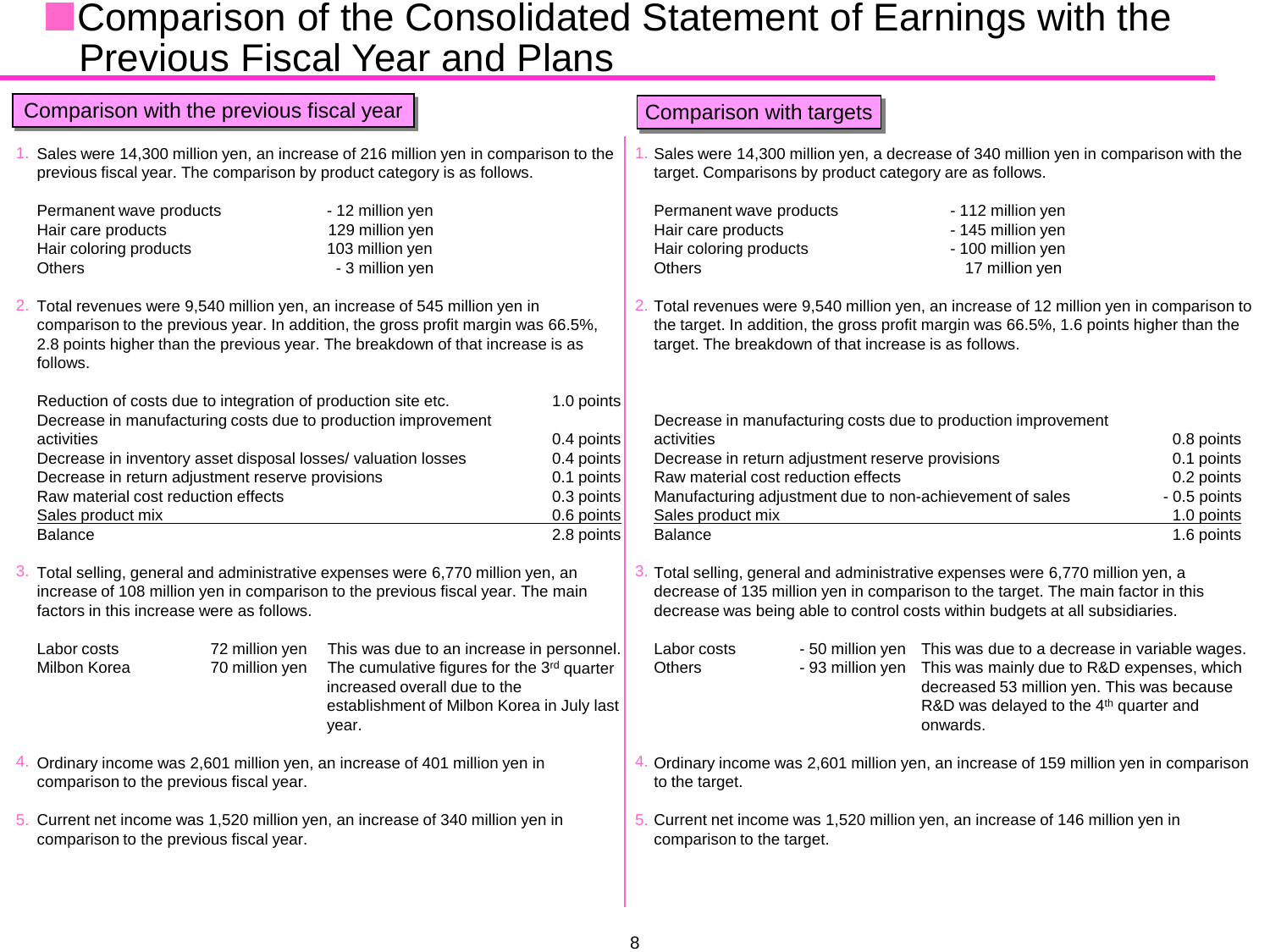# Comparison of the Consolidated Statement of Earnings with the Previous Fiscal Year and Plans

## Comparison with the previous fiscal year

1. Sales were 14,300 million yen, an increase of 216 million yen in comparison to the previous fiscal year. The comparison by product category is as follows.

| | |
|---|---|
| Permanent wave products | - 12 million yen |
| Hair care products | 129 million yen |
| Hair coloring products | 103 million yen |
| Others | - 3 million yen |

2. Total revenues were 9,540 million yen, an increase of 545 million yen in comparison to the previous year. In addition, the gross profit margin was 66.5%, 2.8 points higher than the previous year. The breakdown of that increase is as follows.

| | |
|---|---|
| Reduction of costs due to integration of production site etc. | 1.0 points |
| Decrease in manufacturing costs due to production improvement activities | 0.4 points |
| Decrease in inventory asset disposal losses/ valuation losses | 0.4 points |
| Decrease in return adjustment reserve provisions | 0.1 points |
| Raw material cost reduction effects | 0.3 points |
| Sales product mix | 0.6 points |
| Balance | 2.8 points |

3. Total selling, general and administrative expenses were 6,770 million yen, an increase of 108 million yen in comparison to the previous fiscal year. The main factors in this increase were as follows.

| | | |
|---|---|---|
| Labor costs | 72 million yen | This was due to an increase in personnel. |
| Milbon Korea | 70 million yen | The cumulative figures for the 3rd quarter increased overall due to the establishment of Milbon Korea in July last year. |

4. Ordinary income was 2,601 million yen, an increase of 401 million yen in comparison to the previous fiscal year.

5. Current net income was 1,520 million yen, an increase of 340 million yen in comparison to the previous fiscal year.

## Comparison with targets

1. Sales were 14,300 million yen, a decrease of 340 million yen in comparison with the target. Comparisons by product category are as follows.

| | |
|---|---|
| Permanent wave products | - 112 million yen |
| Hair care products | - 145 million yen |
| Hair coloring products | - 100 million yen |
| Others | 17 million yen |

2. Total revenues were 9,540 million yen, an increase of 12 million yen in comparison to the target. In addition, the gross profit margin was 66.5%, 1.6 points higher than the target. The breakdown of that increase is as follows.

| | |
|---|---|
| Decrease in manufacturing costs due to production improvement activities | 0.8 points |
| Decrease in return adjustment reserve provisions | 0.1 points |
| Raw material cost reduction effects | 0.2 points |
| Manufacturing adjustment due to non-achievement of sales | - 0.5 points |
| Sales product mix | 1.0 points |
| Balance | 1.6 points |

3. Total selling, general and administrative expenses were 6,770 million yen, a decrease of 135 million yen in comparison to the target. The main factor in this decrease was being able to control costs within budgets at all subsidiaries.

| | | |
|---|---|---|
| Labor costs | - 50 million yen | This was due to a decrease in variable wages. |
| Others | - 93 million yen | This was mainly due to R&D expenses, which decreased 53 million yen. This was because R&D was delayed to the 4th quarter and onwards. |

4. Ordinary income was 2,601 million yen, an increase of 159 million yen in comparison to the target.

5. Current net income was 1,520 million yen, an increase of 146 million yen in comparison to the target.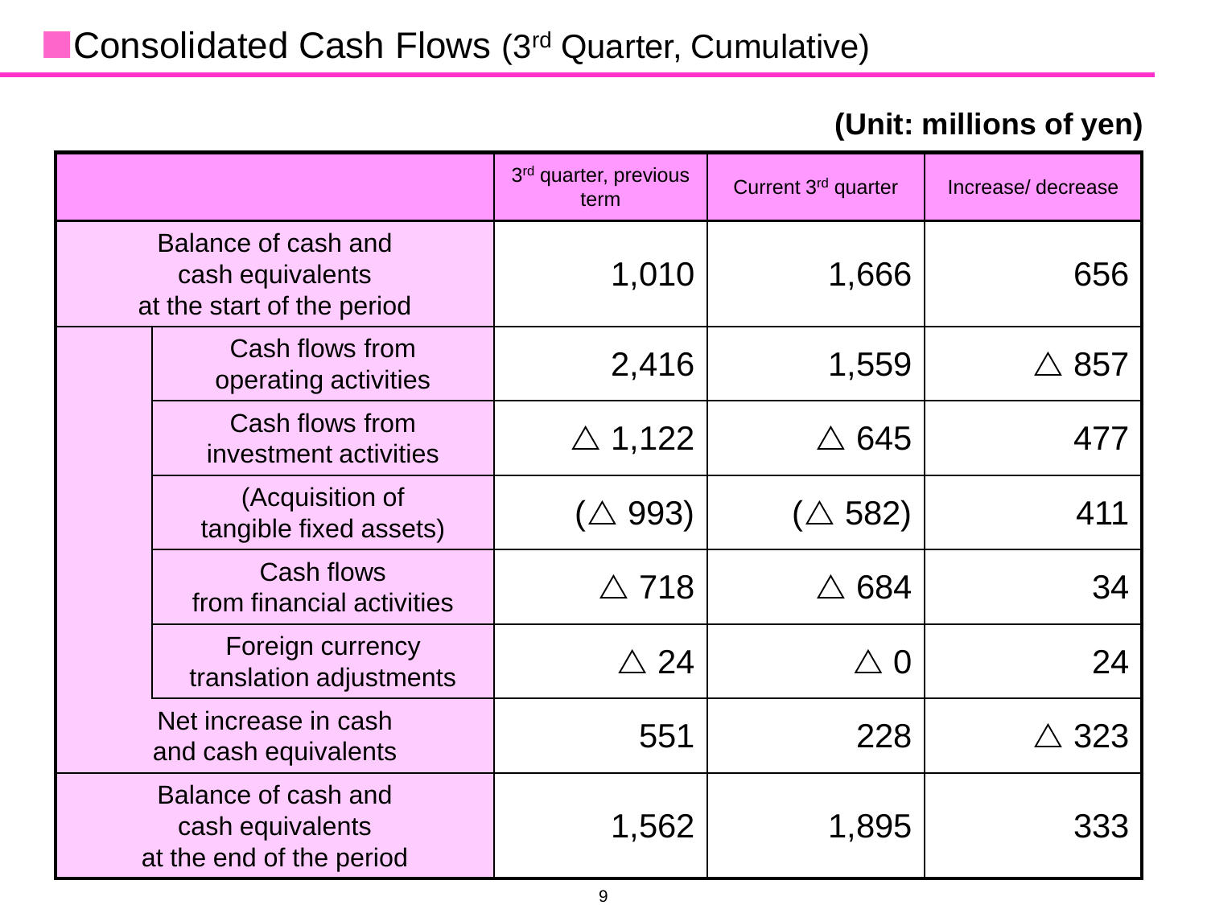## Consolidated Cash Flows (3rd Quarter, Cumulative)

**(Unit: millions of yen)**

| | | 3rd quarter, previous term | Current 3rd quarter | Increase/ decrease |
|---|---|---|---|---|
| Balance of cash and cash equivalents at the start of the period | | 1,010 | 1,666 | 656 |
| | Cash flows from operating activities | 2,416 | 1,559 | △ 857 |
| | Cash flows from investment activities | △ 1,122 | △ 645 | 477 |
| | (Acquisition of tangible fixed assets) | (△ 993) | (△ 582) | 411 |
| | Cash flows from financial activities | △ 718 | △ 684 | 34 |
| | Foreign currency translation adjustments | △ 24 | △ 0 | 24 |
| Net increase in cash and cash equivalents | | 551 | 228 | △ 323 |
| Balance of cash and cash equivalents at the end of the period | | 1,562 | 1,895 | 333 |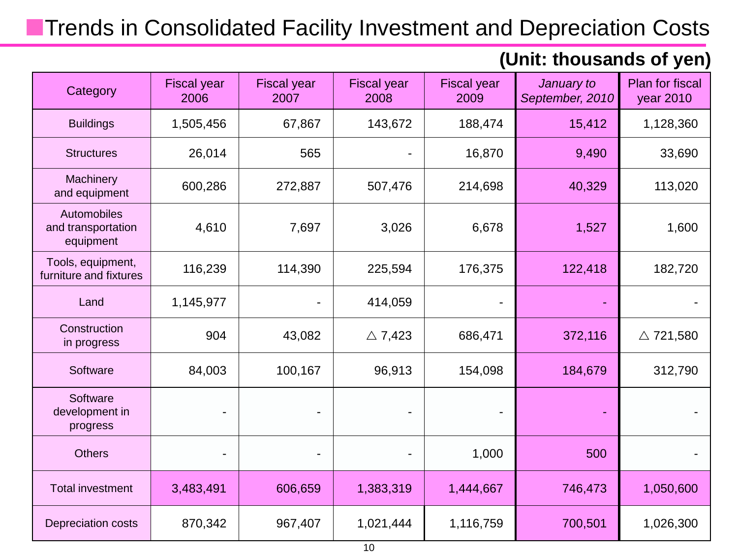## Trends in Consolidated Facility Investment and Depreciation Costs

**(Unit: thousands of yen)**

| Category | Fiscal year 2006 | Fiscal year 2007 | Fiscal year 2008 | Fiscal year 2009 | *January to September, 2010* | Plan for fiscal year 2010 |
|---|---|---|---|---|---|---|
| Buildings | 1,505,456 | 67,867 | 143,672 | 188,474 | 15,412 | 1,128,360 |
| Structures | 26,014 | 565 | - | 16,870 | 9,490 | 33,690 |
| Machinery and equipment | 600,286 | 272,887 | 507,476 | 214,698 | 40,329 | 113,020 |
| Automobiles and transportation equipment | 4,610 | 7,697 | 3,026 | 6,678 | 1,527 | 1,600 |
| Tools, equipment, furniture and fixtures | 116,239 | 114,390 | 225,594 | 176,375 | 122,418 | 182,720 |
| Land | 1,145,977 | - | 414,059 | - | - | - |
| Construction in progress | 904 | 43,082 | △ 7,423 | 686,471 | 372,116 | △ 721,580 |
| Software | 84,003 | 100,167 | 96,913 | 154,098 | 184,679 | 312,790 |
| Software development in progress | - | - | - | - | - | - |
| Others | - | - | - | 1,000 | 500 | - |
| Total investment | 3,483,491 | 606,659 | 1,383,319 | 1,444,667 | 746,473 | 1,050,600 |
| Depreciation costs | 870,342 | 967,407 | 1,021,444 | 1,116,759 | 700,501 | 1,026,300 |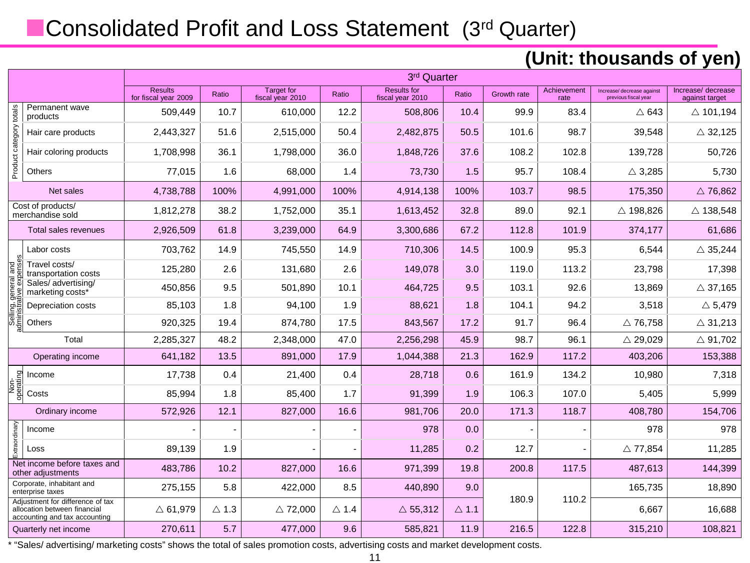# Consolidated Profit and Loss Statement (3rd Quarter)

**(Unit: thousands of yen)**

| | | 3rd Quarter | | | | | | | | | |
|---|---|---|---|---|---|---|---|---|---|---|---|
| | | Results for fiscal year 2009 | Ratio | Target for fiscal year 2010 | Ratio | Results for fiscal year 2010 | Ratio | Growth rate | Achievement rate | Increase/ decrease against previous fiscal year | Increase/ decrease against target |
| Product category totals | Permanent wave products | 509,449 | 10.7 | 610,000 | 12.2 | 508,806 | 10.4 | 99.9 | 83.4 | △ 643 | △ 101,194 |
| | Hair care products | 2,443,327 | 51.6 | 2,515,000 | 50.4 | 2,482,875 | 50.5 | 101.6 | 98.7 | 39,548 | △ 32,125 |
| | Hair coloring products | 1,708,998 | 36.1 | 1,798,000 | 36.0 | 1,848,726 | 37.6 | 108.2 | 102.8 | 139,728 | 50,726 |
| | Others | 77,015 | 1.6 | 68,000 | 1.4 | 73,730 | 1.5 | 95.7 | 108.4 | △ 3,285 | 5,730 |
| Net sales | | 4,738,788 | 100% | 4,991,000 | 100% | 4,914,138 | 100% | 103.7 | 98.5 | 175,350 | △ 76,862 |
| Cost of products/ merchandise sold | | 1,812,278 | 38.2 | 1,752,000 | 35.1 | 1,613,452 | 32.8 | 89.0 | 92.1 | △ 198,826 | △ 138,548 |
| Total sales revenues | | 2,926,509 | 61.8 | 3,239,000 | 64.9 | 3,300,686 | 67.2 | 112.8 | 101.9 | 374,177 | 61,686 |
| Selling, general and administrative expenses | Labor costs | 703,762 | 14.9 | 745,550 | 14.9 | 710,306 | 14.5 | 100.9 | 95.3 | 6,544 | △ 35,244 |
| | Travel costs/ transportation costs | 125,280 | 2.6 | 131,680 | 2.6 | 149,078 | 3.0 | 119.0 | 113.2 | 23,798 | 17,398 |
| | Sales/ advertising/ marketing costs* | 450,856 | 9.5 | 501,890 | 10.1 | 464,725 | 9.5 | 103.1 | 92.6 | 13,869 | △ 37,165 |
| | Depreciation costs | 85,103 | 1.8 | 94,100 | 1.9 | 88,621 | 1.8 | 104.1 | 94.2 | 3,518 | △ 5,479 |
| | Others | 920,325 | 19.4 | 874,780 | 17.5 | 843,567 | 17.2 | 91.7 | 96.4 | △ 76,758 | △ 31,213 |
| | Total | 2,285,327 | 48.2 | 2,348,000 | 47.0 | 2,256,298 | 45.9 | 98.7 | 96.1 | △ 29,029 | △ 91,702 |
| Operating income | | 641,182 | 13.5 | 891,000 | 17.9 | 1,044,388 | 21.3 | 162.9 | 117.2 | 403,206 | 153,388 |
| Non-operating | Income | 17,738 | 0.4 | 21,400 | 0.4 | 28,718 | 0.6 | 161.9 | 134.2 | 10,980 | 7,318 |
| | Costs | 85,994 | 1.8 | 85,400 | 1.7 | 91,399 | 1.9 | 106.3 | 107.0 | 5,405 | 5,999 |
| Ordinary income | | 572,926 | 12.1 | 827,000 | 16.6 | 981,706 | 20.0 | 171.3 | 118.7 | 408,780 | 154,706 |
| Extraordinary | Income | - | - | - | - | 978 | 0.0 | - | - | 978 | 978 |
| | Loss | 89,139 | 1.9 | - | - | 11,285 | 0.2 | 12.7 | - | △ 77,854 | 11,285 |
| Net income before taxes and other adjustments | | 483,786 | 10.2 | 827,000 | 16.6 | 971,399 | 19.8 | 200.8 | 117.5 | 487,613 | 144,399 |
| Corporate, inhabitant and enterprise taxes | | 275,155 | 5.8 | 422,000 | 8.5 | 440,890 | 9.0 | 180.9 | 110.2 | 165,735 | 18,890 |
| Adjustment for difference of tax allocation between financial accounting and tax accounting | | △ 61,979 | △ 1.3 | △ 72,000 | △ 1.4 | △ 55,312 | △ 1.1 | | | 6,667 | 16,688 |
| Quarterly net income | | 270,611 | 5.7 | 477,000 | 9.6 | 585,821 | 11.9 | 216.5 | 122.8 | 315,210 | 108,821 |

* "Sales/ advertising/ marketing costs" shows the total of sales promotion costs, advertising costs and market development costs.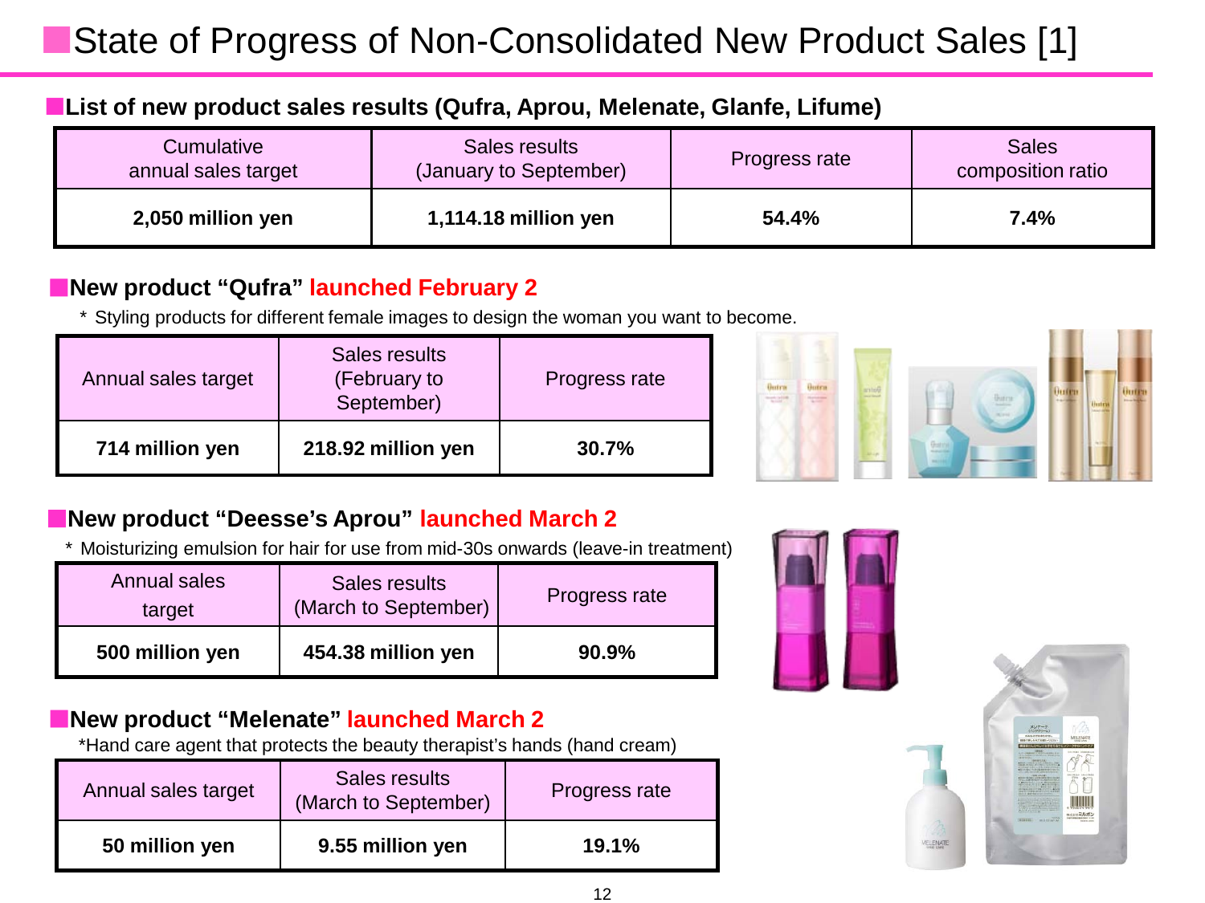# State of Progress of Non-Consolidated New Product Sales [1]

## List of new product sales results (Qufra, Aprou, Melenate, Glanfe, Lifume)

| Cumulative annual sales target | Sales results (January to September) | Progress rate | Sales composition ratio |
|---|---|---|---|
| **2,050 million yen** | **1,114.18 million yen** | **54.4%** | **7.4%** |

## New product "Qufra" launched February 2

\* Styling products for different female images to design the woman you want to become.

| Annual sales target | Sales results (February to September) | Progress rate |
|---|---|---|
| **714 million yen** | **218.92 million yen** | **30.7%** |

## New product "Deesse's Aprou" launched March 2

\* Moisturizing emulsion for hair for use from mid-30s onwards (leave-in treatment)

| Annual sales target | Sales results (March to September) | Progress rate |
|---|---|---|
| **500 million yen** | **454.38 million yen** | **90.9%** |

## New product "Melenate" launched March 2

\*Hand care agent that protects the beauty therapist's hands (hand cream)

| Annual sales target | Sales results (March to September) | Progress rate |
|---|---|---|
| **50 million yen** | **9.55 million yen** | **19.1%** |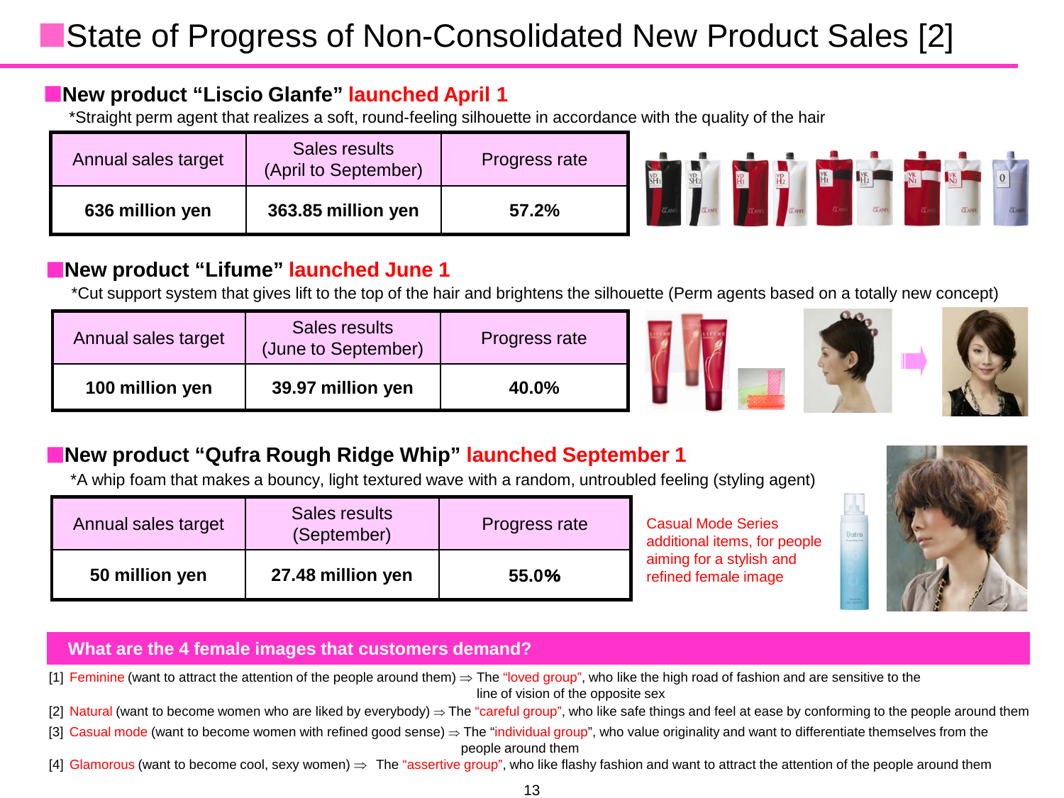# State of Progress of Non-Consolidated New Product Sales [2]

## New product "Liscio Glanfe" launched April 1

*Straight perm agent that realizes a soft, round-feeling silhouette in accordance with the quality of the hair

| Annual sales target | Sales results (April to September) | Progress rate |
|---|---|---|
| **636 million yen** | **363.85 million yen** | **57.2%** |

## New product "Lifume" launched June 1

*Cut support system that gives lift to the top of the hair and brightens the silhouette (Perm agents based on a totally new concept)

| Annual sales target | Sales results (June to September) | Progress rate |
|---|---|---|
| **100 million yen** | **39.97 million yen** | **40.0%** |

## New product "Qufra Rough Ridge Whip" launched September 1

*A whip foam that makes a bouncy, light textured wave with a random, untroubled feeling (styling agent)

| Annual sales target | Sales results (September) | Progress rate |
|---|---|---|
| **50 million yen** | **27.48 million yen** | **55.0%** |

Casual Mode Series additional items, for people aiming for a stylish and refined female image

## What are the 4 female images that customers demand?

[1] Feminine (want to attract the attention of the people around them) ⇒ The "loved group", who like the high road of fashion and are sensitive to the line of vision of the opposite sex

[2] Natural (want to become women who are liked by everybody) ⇒ The "careful group", who like safe things and feel at ease by conforming to the people around them

[3] Casual mode (want to become women with refined good sense) ⇒ The "individual group", who value originality and want to differentiate themselves from the people around them

[4] Glamorous (want to become cool, sexy women) ⇒ The "assertive group", who like flashy fashion and want to attract the attention of the people around them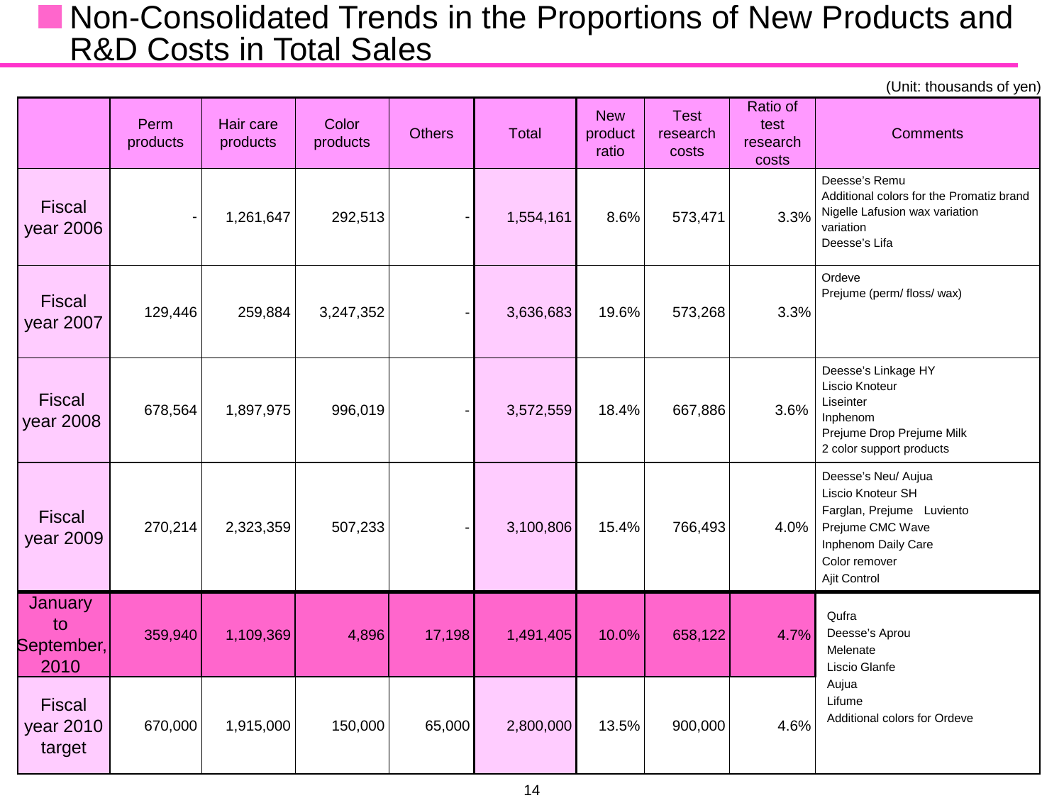# Non-Consolidated Trends in the Proportions of New Products and R&D Costs in Total Sales

(Unit: thousands of yen)

| | Perm products | Hair care products | Color products | Others | Total | New product ratio | Test research costs | Ratio of test research costs | Comments |
|---|---|---|---|---|---|---|---|---|---|
| Fiscal year 2006 | - | 1,261,647 | 292,513 | - | 1,554,161 | 8.6% | 573,471 | 3.3% | Deesse's Remu<br>Additional colors for the Promatiz brand<br>Nigelle Lafusion wax variation variation<br>Deesse's Lifa |
| Fiscal year 2007 | 129,446 | 259,884 | 3,247,352 | - | 3,636,683 | 19.6% | 573,268 | 3.3% | Ordeve<br>Prejume (perm/ floss/ wax) |
| Fiscal year 2008 | 678,564 | 1,897,975 | 996,019 | - | 3,572,559 | 18.4% | 667,886 | 3.6% | Deesse's Linkage HY<br>Liscio Knoteur<br>Liseinter<br>Inphenom<br>Prejume Drop Prejume Milk<br>2 color support products |
| Fiscal year 2009 | 270,214 | 2,323,359 | 507,233 | - | 3,100,806 | 15.4% | 766,493 | 4.0% | Deesse's Neu/ Aujua<br>Liscio Knoteur SH<br>Farglan, Prejume Luviento<br>Prejume CMC Wave<br>Inphenom Daily Care<br>Color remover<br>Ajit Control |
| January to September, 2010 | 359,940 | 1,109,369 | 4,896 | 17,198 | 1,491,405 | 10.0% | 658,122 | 4.7% | Qufra<br>Deesse's Aprou<br>Melenate<br>Liscio Glanfe<br>Aujua<br>Lifume<br>Additional colors for Ordeve |
| Fiscal year 2010 target | 670,000 | 1,915,000 | 150,000 | 65,000 | 2,800,000 | 13.5% | 900,000 | 4.6% | |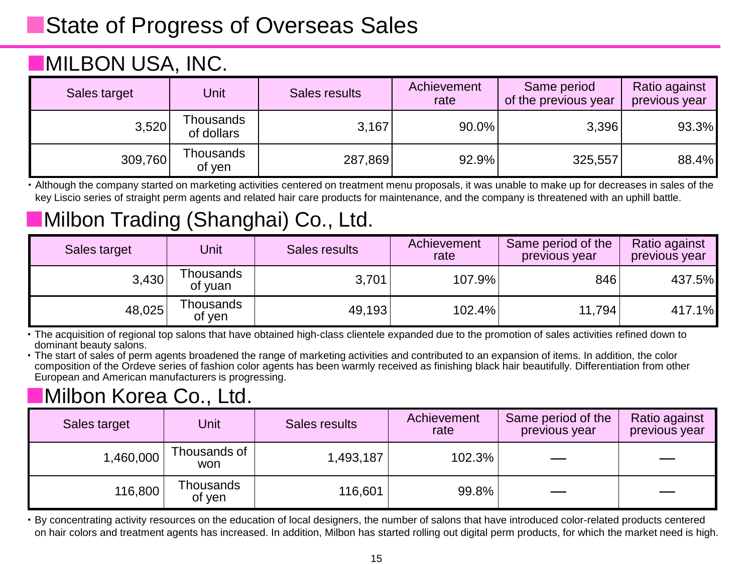# State of Progress of Overseas Sales

## MILBON USA, INC.

| Sales target | Unit | Sales results | Achievement rate | Same period of the previous year | Ratio against previous year |
|---|---|---|---|---|---|
| 3,520 | Thousands of dollars | 3,167 | 90.0% | 3,396 | 93.3% |
| 309,760 | Thousands of yen | 287,869 | 92.9% | 325,557 | 88.4% |

・Although the company started on marketing activities centered on treatment menu proposals, it was unable to make up for decreases in sales of the key Liscio series of straight perm agents and related hair care products for maintenance, and the company is threatened with an uphill battle.

## Milbon Trading (Shanghai) Co., Ltd.

| Sales target | Unit | Sales results | Achievement rate | Same period of the previous year | Ratio against previous year |
|---|---|---|---|---|---|
| 3,430 | Thousands of yuan | 3,701 | 107.9% | 846 | 437.5% |
| 48,025 | Thousands of yen | 49,193 | 102.4% | 11,794 | 417.1% |

・The acquisition of regional top salons that have obtained high-class clientele expanded due to the promotion of sales activities refined down to dominant beauty salons.

・The start of sales of perm agents broadened the range of marketing activities and contributed to an expansion of items. In addition, the color composition of the Ordeve series of fashion color agents has been warmly received as finishing black hair beautifully. Differentiation from other European and American manufacturers is progressing.

## Milbon Korea Co., Ltd.

| Sales target | Unit | Sales results | Achievement rate | Same period of the previous year | Ratio against previous year |
|---|---|---|---|---|---|
| 1,460,000 | Thousands of won | 1,493,187 | 102.3% | — | — |
| 116,800 | Thousands of yen | 116,601 | 99.8% | — | — |

・By concentrating activity resources on the education of local designers, the number of salons that have introduced color-related products centered on hair colors and treatment agents has increased. In addition, Milbon has started rolling out digital perm products, for which the market need is high.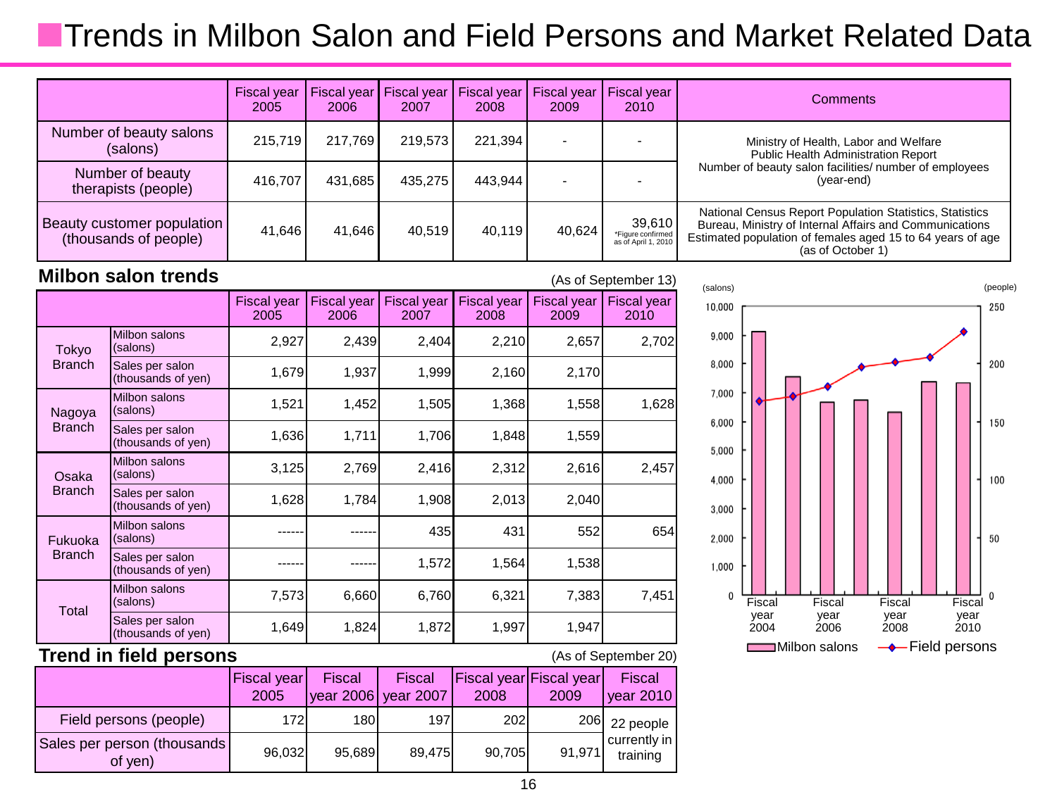# Trends in Milbon Salon and Field Persons and Market Related Data

| | Fiscal year 2005 | Fiscal year 2006 | Fiscal year 2007 | Fiscal year 2008 | Fiscal year 2009 | Fiscal year 2010 | Comments |
|---|---|---|---|---|---|---|---|
| Number of beauty salons (salons) | 215,719 | 217,769 | 219,573 | 221,394 | - | - | Ministry of Health, Labor and Welfare Public Health Administration Report Number of beauty salon facilities/ number of employees (year-end) |
| Number of beauty therapists (people) | 416,707 | 431,685 | 435,275 | 443,944 | - | - | |
| Beauty customer population (thousands of people) | 41,646 | 41,646 | 40,519 | 40,119 | 40,624 | 39,610 *Figure confirmed as of April 1, 2010 | National Census Report Population Statistics, Statistics Bureau, Ministry of Internal Affairs and Communications Estimated population of females aged 15 to 64 years of age (as of October 1) |

## Milbon salon trends

(As of September 13)

| | | Fiscal year 2005 | Fiscal year 2006 | Fiscal year 2007 | Fiscal year 2008 | Fiscal year 2009 | Fiscal year 2010 |
|---|---|---|---|---|---|---|---|
| Tokyo Branch | Milbon salons (salons) | 2,927 | 2,439 | 2,404 | 2,210 | 2,657 | 2,702 |
| | Sales per salon (thousands of yen) | 1,679 | 1,937 | 1,999 | 2,160 | 2,170 | |
| Nagoya Branch | Milbon salons (salons) | 1,521 | 1,452 | 1,505 | 1,368 | 1,558 | 1,628 |
| | Sales per salon (thousands of yen) | 1,636 | 1,711 | 1,706 | 1,848 | 1,559 | |
| Osaka Branch | Milbon salons (salons) | 3,125 | 2,769 | 2,416 | 2,312 | 2,616 | 2,457 |
| | Sales per salon (thousands of yen) | 1,628 | 1,784 | 1,908 | 2,013 | 2,040 | |
| Fukuoka Branch | Milbon salons (salons) | ------ | ------ | 435 | 431 | 552 | 654 |
| | Sales per salon (thousands of yen) | ------ | ------ | 1,572 | 1,564 | 1,538 | |
| Total | Milbon salons (salons) | 7,573 | 6,660 | 6,760 | 6,321 | 7,383 | 7,451 |
| | Sales per salon (thousands of yen) | 1,649 | 1,824 | 1,872 | 1,997 | 1,947 | |

## Trend in field persons

(As of September 20)

| | Fiscal year 2005 | Fiscal year 2006 | Fiscal year 2007 | Fiscal year 2008 | Fiscal year 2009 | Fiscal year 2010 |
|---|---|---|---|---|---|---|
| Field persons (people) | 172 | 180 | 197 | 202 | 206 | 22 people currently in training |
| Sales per person (thousands of yen) | 96,032 | 95,689 | 89,475 | 90,705 | 91,971 | |

(salons) / (people)

Fiscal year 2004 — Fiscal year 2006 — Fiscal year 2008 — Fiscal year 2010

Milbon salons — Field persons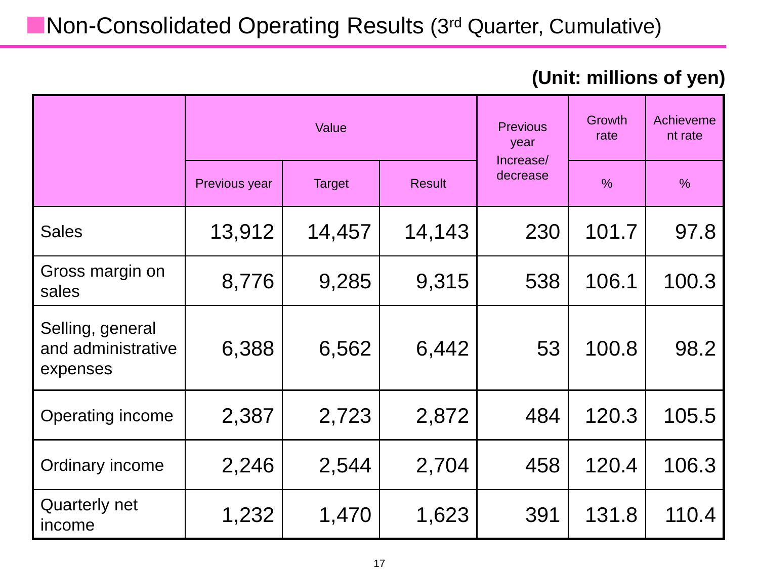## Non-Consolidated Operating Results (3rd Quarter, Cumulative)

**(Unit: millions of yen)**

| | Value | | | Previous year Increase/ decrease | Growth rate | Achievement rate |
|---|---|---|---|---|---|---|
| | Previous year | Target | Result | | % | % |
| Sales | 13,912 | 14,457 | 14,143 | 230 | 101.7 | 97.8 |
| Gross margin on sales | 8,776 | 9,285 | 9,315 | 538 | 106.1 | 100.3 |
| Selling, general and administrative expenses | 6,388 | 6,562 | 6,442 | 53 | 100.8 | 98.2 |
| Operating income | 2,387 | 2,723 | 2,872 | 484 | 120.3 | 105.5 |
| Ordinary income | 2,246 | 2,544 | 2,704 | 458 | 120.4 | 106.3 |
| Quarterly net income | 1,232 | 1,470 | 1,623 | 391 | 131.8 | 110.4 |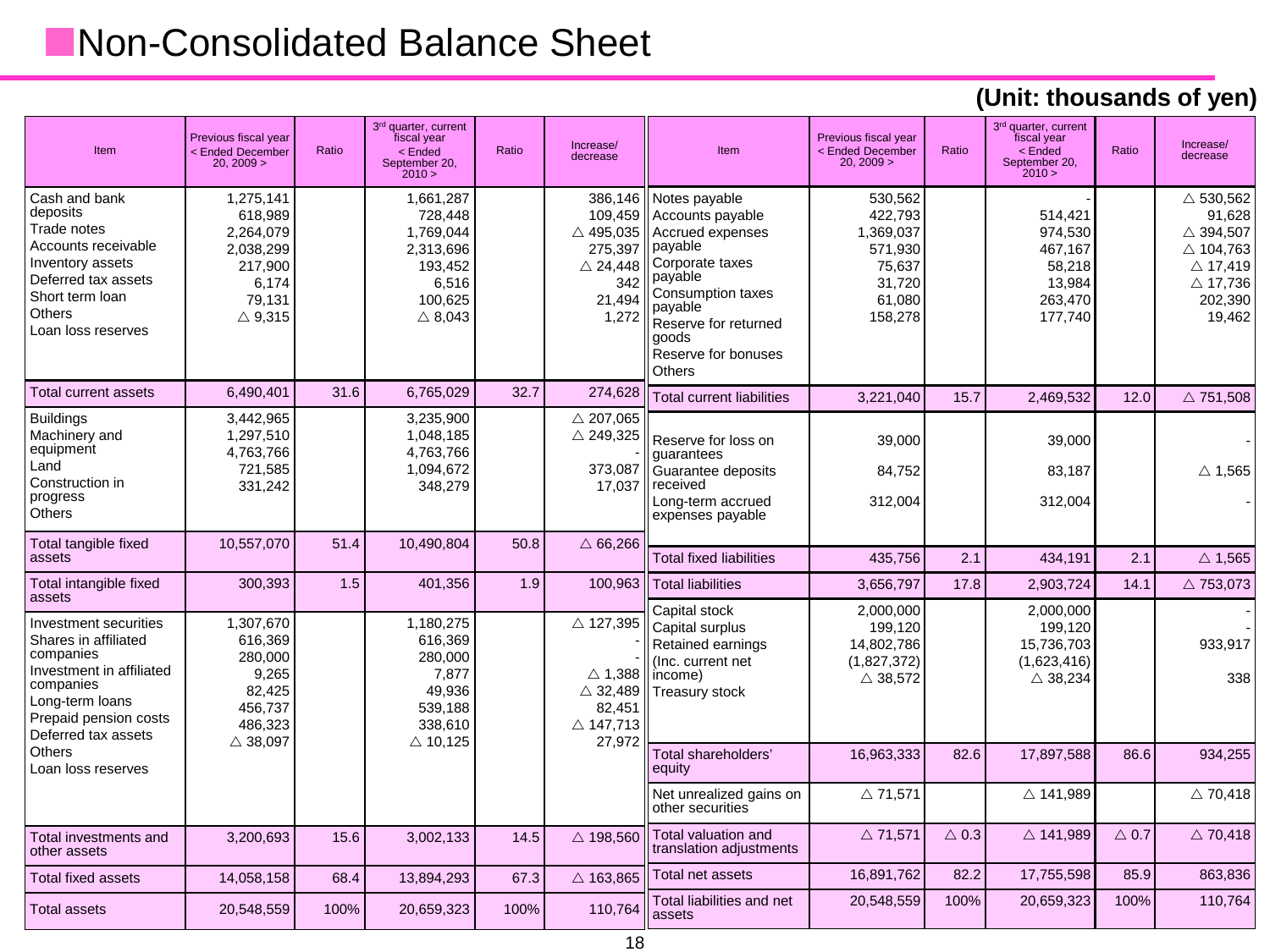# Non-Consolidated Balance Sheet

**(Unit: thousands of yen)**

| Item | Previous fiscal year < Ended December 20, 2009 > | Ratio | 3rd quarter, current fiscal year < Ended September 20, 2010 > | Ratio | Increase/ decrease |
|---|---|---|---|---|---|
| Cash and bank deposits | 1,275,141 | | 1,661,287 | | 386,146 |
| Trade notes | 618,989 | | 728,448 | | 109,459 |
| Accounts receivable | 2,264,079 | | 1,769,044 | | △ 495,035 |
| Inventory assets | 2,038,299 | | 2,313,696 | | 275,397 |
| Deferred tax assets | 217,900 | | 193,452 | | △ 24,448 |
| Short term loan | 6,174 | | 6,516 | | 342 |
| Others | 79,131 | | 100,625 | | 21,494 |
| Loan loss reserves | △ 9,315 | | △ 8,043 | | 1,272 |
| Total current assets | 6,490,401 | 31.6 | 6,765,029 | 32.7 | 274,628 |
| Buildings | 3,442,965 | | 3,235,900 | | △ 207,065 |
| Machinery and equipment | 1,297,510 | | 1,048,185 | | △ 249,325 |
| Land | 4,763,766 | | 4,763,766 | | - |
| Construction in progress | 721,585 | | 1,094,672 | | 373,087 |
| Others | 331,242 | | 348,279 | | 17,037 |
| Total tangible fixed assets | 10,557,070 | 51.4 | 10,490,804 | 50.8 | △ 66,266 |
| Total intangible fixed assets | 300,393 | 1.5 | 401,356 | 1.9 | 100,963 |
| Investment securities | 1,307,670 | | 1,180,275 | | △ 127,395 |
| Shares in affiliated companies | 616,369 | | 616,369 | | - |
| Investment in affiliated companies | 280,000 | | 280,000 | | - |
| Long-term loans | 9,265 | | 7,877 | | △ 1,388 |
| Prepaid pension costs | 82,425 | | 49,936 | | △ 32,489 |
| Deferred tax assets | 456,737 | | 539,188 | | 82,451 |
| Others | 486,323 | | 338,610 | | △ 147,713 |
| Loan loss reserves | △ 38,097 | | △ 10,125 | | 27,972 |
| Total investments and other assets | 3,200,693 | 15.6 | 3,002,133 | 14.5 | △ 198,560 |
| Total fixed assets | 14,058,158 | 68.4 | 13,894,293 | 67.3 | △ 163,865 |
| Total assets | 20,548,559 | 100% | 20,659,323 | 100% | 110,764 |

| Item | Previous fiscal year < Ended December 20, 2009 > | Ratio | 3rd quarter, current fiscal year < Ended September 20, 2010 > | Ratio | Increase/ decrease |
|---|---|---|---|---|---|
| Notes payable | 530,562 | | - | | △ 530,562 |
| Accounts payable | 422,793 | | 514,421 | | 91,628 |
| Accrued expenses payable | 1,369,037 | | 974,530 | | △ 394,507 |
| Corporate taxes payable | 571,930 | | 467,167 | | △ 104,763 |
| Consumption taxes payable | 75,637 | | 58,218 | | △ 17,419 |
| Reserve for returned goods | 31,720 | | 13,984 | | △ 17,736 |
| Reserve for bonuses | 61,080 | | 263,470 | | 202,390 |
| Others | 158,278 | | 177,740 | | 19,462 |
| Total current liabilities | 3,221,040 | 15.7 | 2,469,532 | 12.0 | △ 751,508 |
| Reserve for loss on guarantees | 39,000 | | 39,000 | | - |
| Guarantee deposits received | 84,752 | | 83,187 | | △ 1,565 |
| Long-term accrued expenses payable | 312,004 | | 312,004 | | - |
| Total fixed liabilities | 435,756 | 2.1 | 434,191 | 2.1 | △ 1,565 |
| Total liabilities | 3,656,797 | 17.8 | 2,903,724 | 14.1 | △ 753,073 |
| Capital stock | 2,000,000 | | 2,000,000 | | - |
| Capital surplus | 199,120 | | 199,120 | | - |
| Retained earnings | 14,802,786 | | 15,736,703 | | 933,917 |
| (Inc. current net income) | (1,827,372) | | (1,623,416) | | |
| Treasury stock | △ 38,572 | | △ 38,234 | | 338 |
| Total shareholders' equity | 16,963,333 | 82.6 | 17,897,588 | 86.6 | 934,255 |
| Net unrealized gains on other securities | △ 71,571 | | △ 141,989 | | △ 70,418 |
| Total valuation and translation adjustments | △ 71,571 | △ 0.3 | △ 141,989 | △ 0.7 | △ 70,418 |
| Total net assets | 16,891,762 | 82.2 | 17,755,598 | 85.9 | 863,836 |
| Total liabilities and net assets | 20,548,559 | 100% | 20,659,323 | 100% | 110,764 |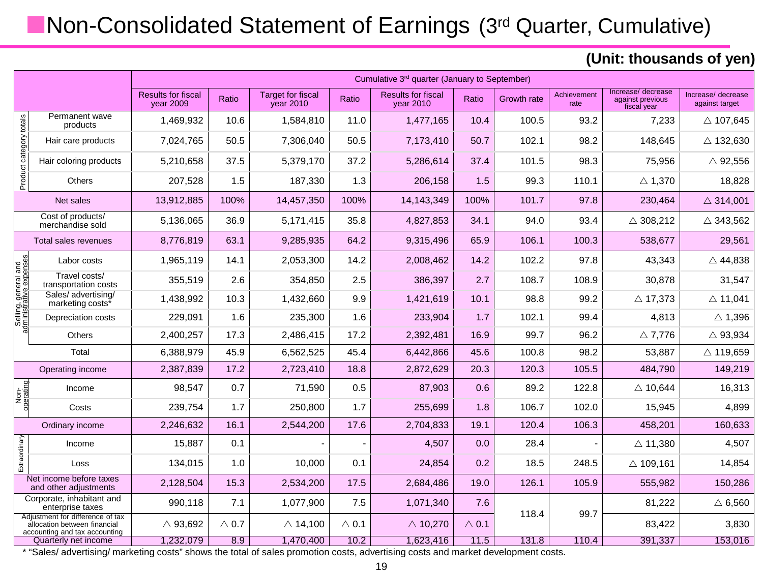# Non-Consolidated Statement of Earnings (3rd Quarter, Cumulative)

**(Unit: thousands of yen)**

| | | Cumulative 3rd quarter (January to September) | | | | | | | | | |
|---|---|---|---|---|---|---|---|---|---|---|---|
| | | Results for fiscal year 2009 | Ratio | Target for fiscal year 2010 | Ratio | Results for fiscal year 2010 | Ratio | Growth rate | Achievement rate | Increase/ decrease against previous fiscal year | Increase/ decrease against target |
| Product category totals | Permanent wave products | 1,469,932 | 10.6 | 1,584,810 | 11.0 | 1,477,165 | 10.4 | 100.5 | 93.2 | 7,233 | △ 107,645 |
| | Hair care products | 7,024,765 | 50.5 | 7,306,040 | 50.5 | 7,173,410 | 50.7 | 102.1 | 98.2 | 148,645 | △ 132,630 |
| | Hair coloring products | 5,210,658 | 37.5 | 5,379,170 | 37.2 | 5,286,614 | 37.4 | 101.5 | 98.3 | 75,956 | △ 92,556 |
| | Others | 207,528 | 1.5 | 187,330 | 1.3 | 206,158 | 1.5 | 99.3 | 110.1 | △ 1,370 | 18,828 |
| Net sales | | 13,912,885 | 100% | 14,457,350 | 100% | 14,143,349 | 100% | 101.7 | 97.8 | 230,464 | △ 314,001 |
| Cost of products/ merchandise sold | | 5,136,065 | 36.9 | 5,171,415 | 35.8 | 4,827,853 | 34.1 | 94.0 | 93.4 | △ 308,212 | △ 343,562 |
| Total sales revenues | | 8,776,819 | 63.1 | 9,285,935 | 64.2 | 9,315,496 | 65.9 | 106.1 | 100.3 | 538,677 | 29,561 |
| Selling, general and administrative expenses | Labor costs | 1,965,119 | 14.1 | 2,053,300 | 14.2 | 2,008,462 | 14.2 | 102.2 | 97.8 | 43,343 | △ 44,838 |
| | Travel costs/ transportation costs | 355,519 | 2.6 | 354,850 | 2.5 | 386,397 | 2.7 | 108.7 | 108.9 | 30,878 | 31,547 |
| | Sales/ advertising/ marketing costs* | 1,438,992 | 10.3 | 1,432,660 | 9.9 | 1,421,619 | 10.1 | 98.8 | 99.2 | △ 17,373 | △ 11,041 |
| | Depreciation costs | 229,091 | 1.6 | 235,300 | 1.6 | 233,904 | 1.7 | 102.1 | 99.4 | 4,813 | △ 1,396 |
| | Others | 2,400,257 | 17.3 | 2,486,415 | 17.2 | 2,392,481 | 16.9 | 99.7 | 96.2 | △ 7,776 | △ 93,934 |
| | Total | 6,388,979 | 45.9 | 6,562,525 | 45.4 | 6,442,866 | 45.6 | 100.8 | 98.2 | 53,887 | △ 119,659 |
| Operating income | | 2,387,839 | 17.2 | 2,723,410 | 18.8 | 2,872,629 | 20.3 | 120.3 | 105.5 | 484,790 | 149,219 |
| Non-operating | Income | 98,547 | 0.7 | 71,590 | 0.5 | 87,903 | 0.6 | 89.2 | 122.8 | △ 10,644 | 16,313 |
| | Costs | 239,754 | 1.7 | 250,800 | 1.7 | 255,699 | 1.8 | 106.7 | 102.0 | 15,945 | 4,899 |
| Ordinary income | | 2,246,632 | 16.1 | 2,544,200 | 17.6 | 2,704,833 | 19.1 | 120.4 | 106.3 | 458,201 | 160,633 |
| Extraordinary | Income | 15,887 | 0.1 | - | - | 4,507 | 0.0 | 28.4 | - | △ 11,380 | 4,507 |
| | Loss | 134,015 | 1.0 | 10,000 | 0.1 | 24,854 | 0.2 | 18.5 | 248.5 | △ 109,161 | 14,854 |
| Net income before taxes and other adjustments | | 2,128,504 | 15.3 | 2,534,200 | 17.5 | 2,684,486 | 19.0 | 126.1 | 105.9 | 555,982 | 150,286 |
| Corporate, inhabitant and enterprise taxes | | 990,118 | 7.1 | 1,077,900 | 7.5 | 1,071,340 | 7.6 | 118.4 | 99.7 | 81,222 | △ 6,560 |
| Adjustment for difference of tax allocation between financial accounting and tax accounting | | △ 93,692 | △ 0.7 | △ 14,100 | △ 0.1 | △ 10,270 | △ 0.1 | | | 83,422 | 3,830 |
| Quarterly net income | | 1,232,079 | 8.9 | 1,470,400 | 10.2 | 1,623,416 | 11.5 | 131.8 | 110.4 | 391,337 | 153,016 |

* "Sales/ advertising/ marketing costs" shows the total of sales promotion costs, advertising costs and market development costs.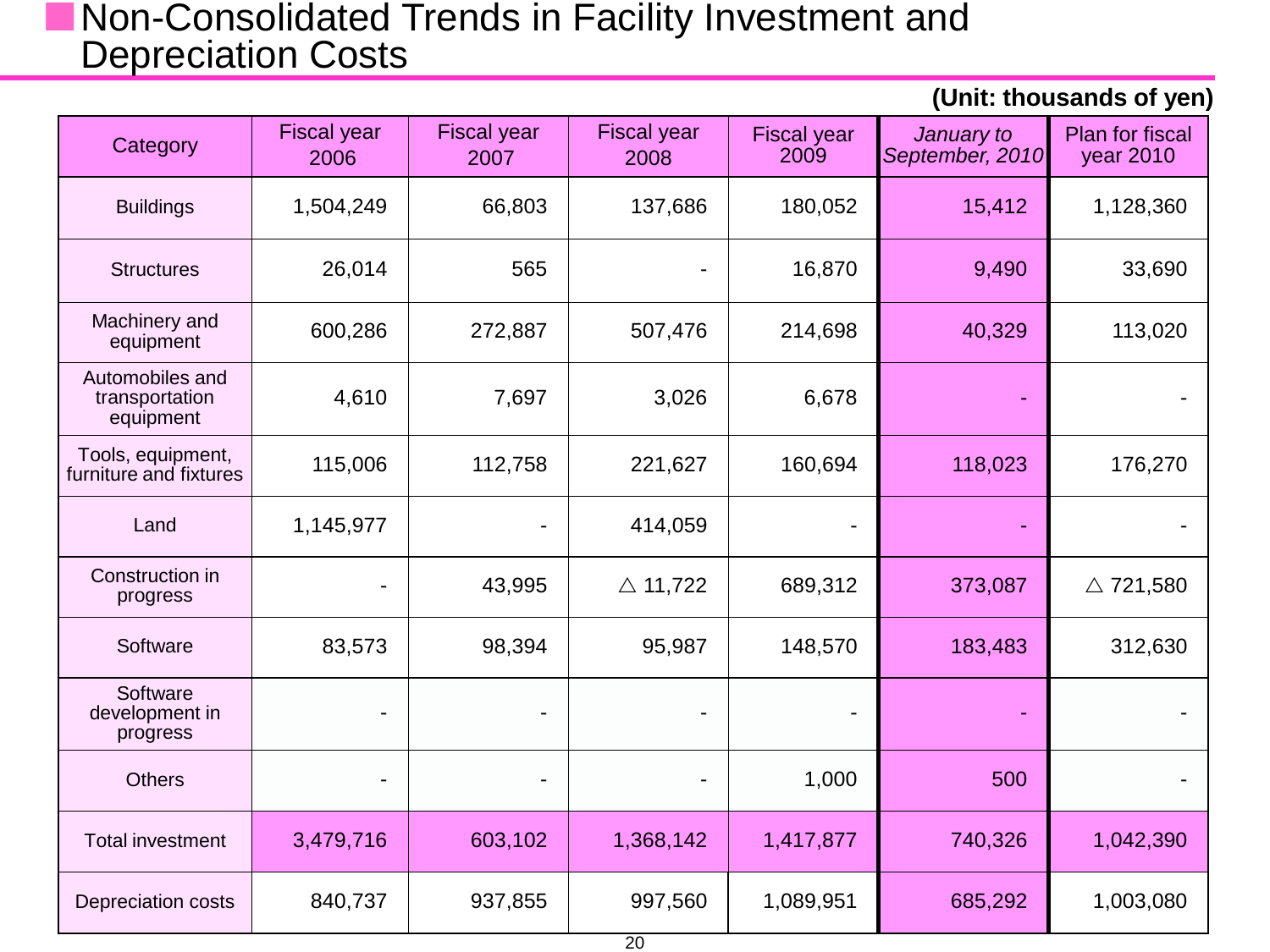# Non-Consolidated Trends in Facility Investment and Depreciation Costs

**(Unit: thousands of yen)**

| Category | Fiscal year 2006 | Fiscal year 2007 | Fiscal year 2008 | Fiscal year 2009 | *January to September, 2010* | Plan for fiscal year 2010 |
|---|---|---|---|---|---|---|
| Buildings | 1,504,249 | 66,803 | 137,686 | 180,052 | 15,412 | 1,128,360 |
| Structures | 26,014 | 565 | - | 16,870 | 9,490 | 33,690 |
| Machinery and equipment | 600,286 | 272,887 | 507,476 | 214,698 | 40,329 | 113,020 |
| Automobiles and transportation equipment | 4,610 | 7,697 | 3,026 | 6,678 | - | - |
| Tools, equipment, furniture and fixtures | 115,006 | 112,758 | 221,627 | 160,694 | 118,023 | 176,270 |
| Land | 1,145,977 | - | 414,059 | - | - | - |
| Construction in progress | - | 43,995 | △ 11,722 | 689,312 | 373,087 | △ 721,580 |
| Software | 83,573 | 98,394 | 95,987 | 148,570 | 183,483 | 312,630 |
| Software development in progress | - | - | - | - | - | - |
| Others | - | - | - | 1,000 | 500 | - |
| Total investment | 3,479,716 | 603,102 | 1,368,142 | 1,417,877 | 740,326 | 1,042,390 |
| Depreciation costs | 840,737 | 937,855 | 997,560 | 1,089,951 | 685,292 | 1,003,080 |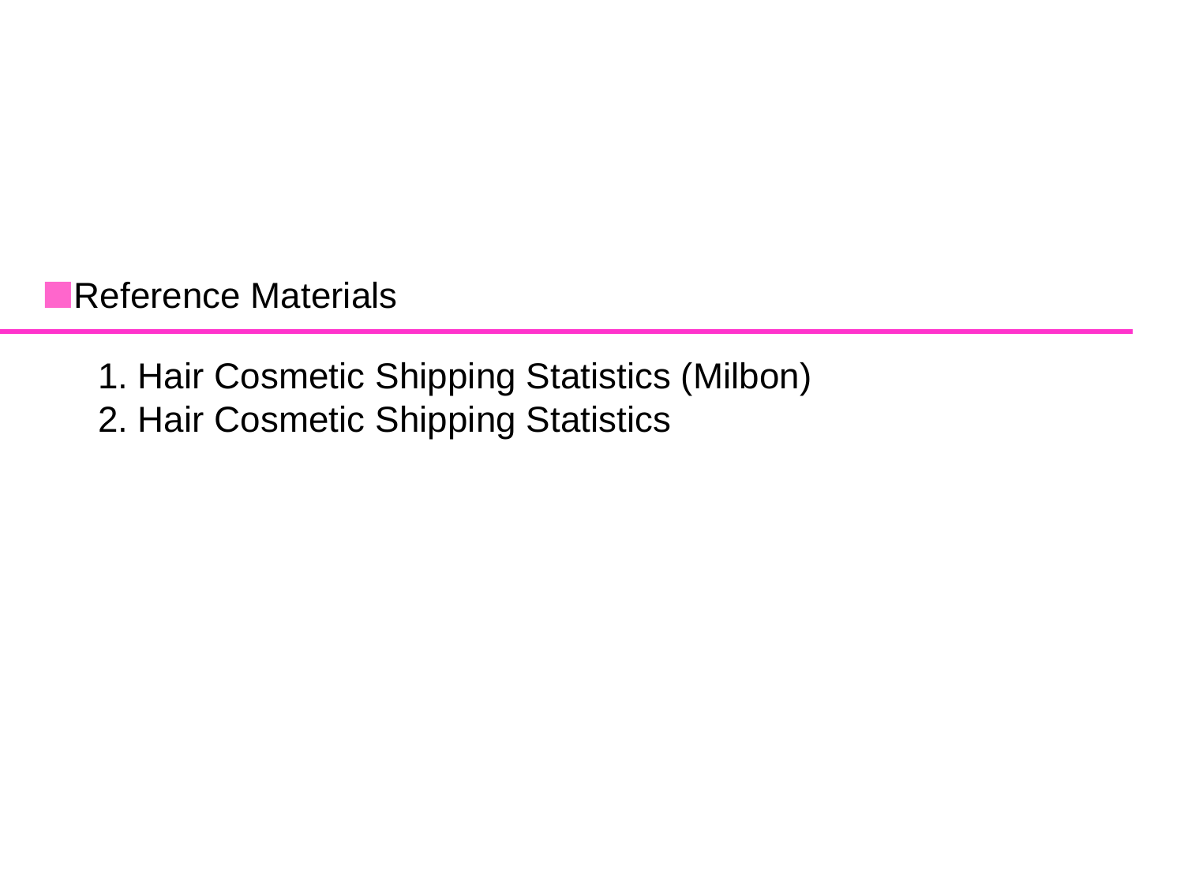## Reference Materials

1. Hair Cosmetic Shipping Statistics (Milbon)
2. Hair Cosmetic Shipping Statistics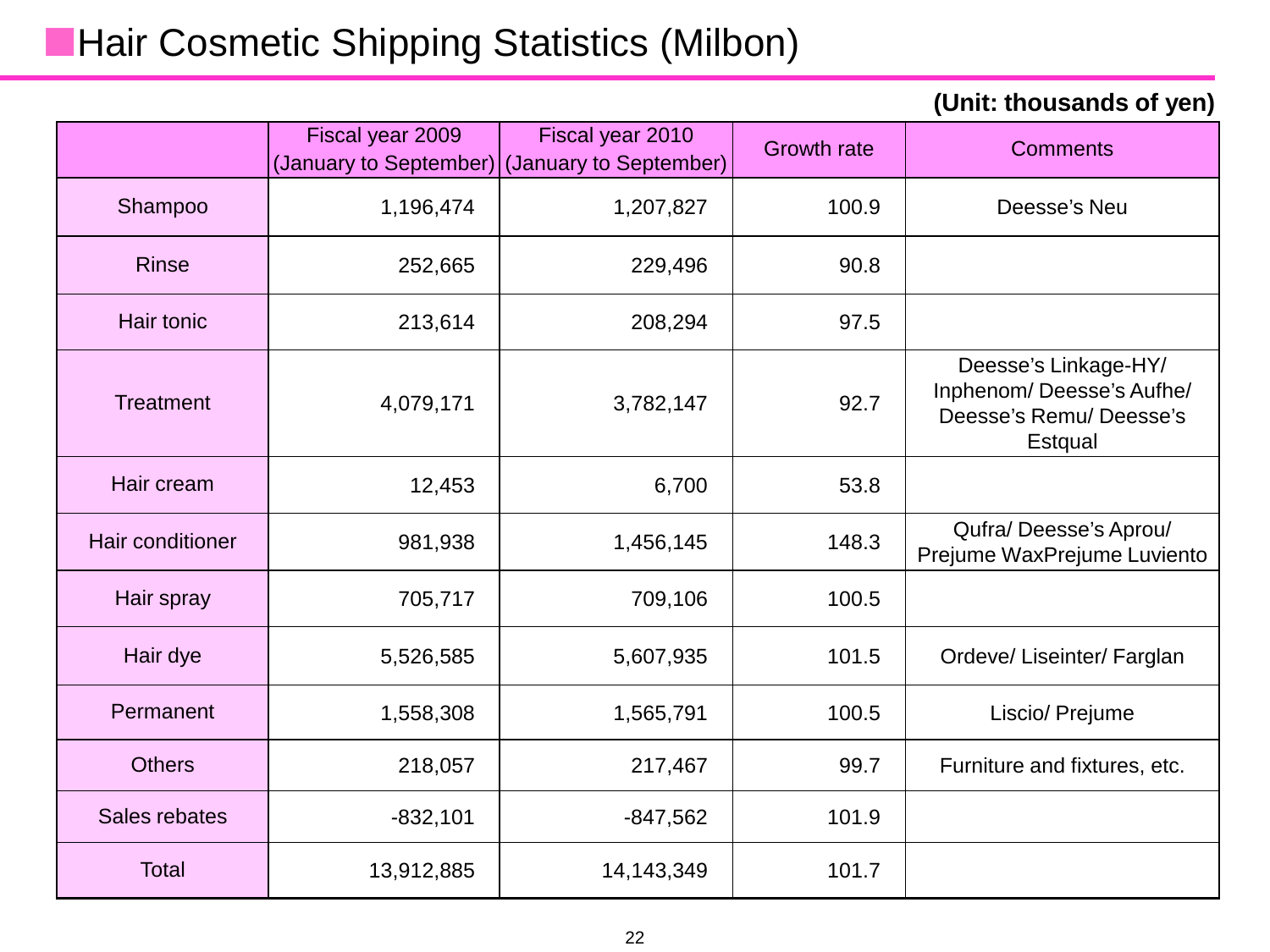# Hair Cosmetic Shipping Statistics (Milbon)

**(Unit: thousands of yen)**

| | Fiscal year 2009 (January to September) | Fiscal year 2010 (January to September) | Growth rate | Comments |
|---|---|---|---|---|
| Shampoo | 1,196,474 | 1,207,827 | 100.9 | Deesse's Neu |
| Rinse | 252,665 | 229,496 | 90.8 | |
| Hair tonic | 213,614 | 208,294 | 97.5 | |
| Treatment | 4,079,171 | 3,782,147 | 92.7 | Deesse's Linkage-HY/ Inphenom/ Deesse's Aufhe/ Deesse's Remu/ Deesse's Estqual |
| Hair cream | 12,453 | 6,700 | 53.8 | |
| Hair conditioner | 981,938 | 1,456,145 | 148.3 | Qufra/ Deesse's Aprou/ Prejume WaxPrejume Luviento |
| Hair spray | 705,717 | 709,106 | 100.5 | |
| Hair dye | 5,526,585 | 5,607,935 | 101.5 | Ordeve/ Liseinter/ Farglan |
| Permanent | 1,558,308 | 1,565,791 | 100.5 | Liscio/ Prejume |
| Others | 218,057 | 217,467 | 99.7 | Furniture and fixtures, etc. |
| Sales rebates | -832,101 | -847,562 | 101.9 | |
| Total | 13,912,885 | 14,143,349 | 101.7 | |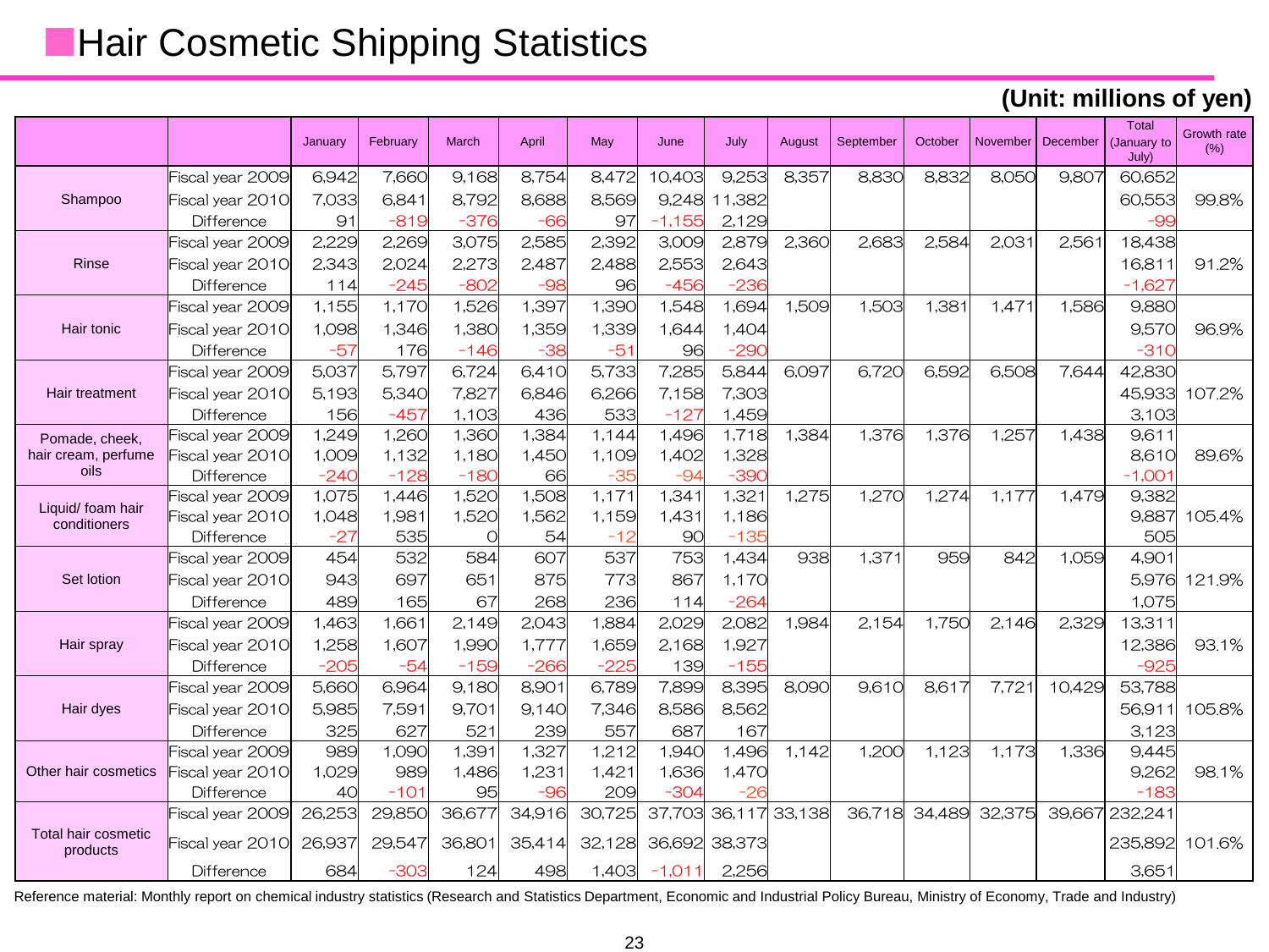# Hair Cosmetic Shipping Statistics

**(Unit: millions of yen)**

| | | January | February | March | April | May | June | July | August | September | October | November | December | Total (January to July) | Growth rate (%) |
|---|---|---|---|---|---|---|---|---|---|---|---|---|---|---|---|
| Shampoo | Fiscal year 2009 | 6,942 | 7,660 | 9,168 | 8,754 | 8,472 | 10,403 | 9,253 | 8,357 | 8,830 | 8,832 | 8,050 | 9,807 | 60,652 | 99.8% |
| | Fiscal year 2010 | 7,033 | 6,841 | 8,792 | 8,688 | 8,569 | 9,248 | 11,382 | | | | | | 60,553 | |
| | Difference | 91 | -819 | -376 | -66 | 97 | -1,155 | 2,129 | | | | | | -99 | |
| Rinse | Fiscal year 2009 | 2,229 | 2,269 | 3,075 | 2,585 | 2,392 | 3,009 | 2,879 | 2,360 | 2,683 | 2,584 | 2,031 | 2,561 | 18,438 | 91.2% |
| | Fiscal year 2010 | 2,343 | 2,024 | 2,273 | 2,487 | 2,488 | 2,553 | 2,643 | | | | | | 16,811 | |
| | Difference | 114 | -245 | -802 | -98 | 96 | -456 | -236 | | | | | | -1,627 | |
| Hair tonic | Fiscal year 2009 | 1,155 | 1,170 | 1,526 | 1,397 | 1,390 | 1,548 | 1,694 | 1,509 | 1,503 | 1,381 | 1,471 | 1,586 | 9,880 | 96.9% |
| | Fiscal year 2010 | 1,098 | 1,346 | 1,380 | 1,359 | 1,339 | 1,644 | 1,404 | | | | | | 9,570 | |
| | Difference | -57 | 176 | -146 | -38 | -51 | 96 | -290 | | | | | | -310 | |
| Hair treatment | Fiscal year 2009 | 5,037 | 5,797 | 6,724 | 6,410 | 5,733 | 7,285 | 5,844 | 6,097 | 6,720 | 6,592 | 6,508 | 7,644 | 42,830 | 107.2% |
| | Fiscal year 2010 | 5,193 | 5,340 | 7,827 | 6,846 | 6,266 | 7,158 | 7,303 | | | | | | 45,933 | |
| | Difference | 156 | -457 | 1,103 | 436 | 533 | -127 | 1,459 | | | | | | 3,103 | |
| Pomade, cheek, hair cream, perfume oils | Fiscal year 2009 | 1,249 | 1,260 | 1,360 | 1,384 | 1,144 | 1,496 | 1,718 | 1,384 | 1,376 | 1,376 | 1,257 | 1,438 | 9,611 | 89.6% |
| | Fiscal year 2010 | 1,009 | 1,132 | 1,180 | 1,450 | 1,109 | 1,402 | 1,328 | | | | | | 8,610 | |
| | Difference | -240 | -128 | -180 | 66 | -35 | -94 | -390 | | | | | | -1,001 | |
| Liquid/ foam hair conditioners | Fiscal year 2009 | 1,075 | 1,446 | 1,520 | 1,508 | 1,171 | 1,341 | 1,321 | 1,275 | 1,270 | 1,274 | 1,177 | 1,479 | 9,382 | 105.4% |
| | Fiscal year 2010 | 1,048 | 1,981 | 1,520 | 1,562 | 1,159 | 1,431 | 1,186 | | | | | | 9,887 | |
| | Difference | -27 | 535 | 0 | 54 | -12 | 90 | -135 | | | | | | 505 | |
| Set lotion | Fiscal year 2009 | 454 | 532 | 584 | 607 | 537 | 753 | 1,434 | 938 | 1,371 | 959 | 842 | 1,059 | 4,901 | 121.9% |
| | Fiscal year 2010 | 943 | 697 | 651 | 875 | 773 | 867 | 1,170 | | | | | | 5,976 | |
| | Difference | 489 | 165 | 67 | 268 | 236 | 114 | -264 | | | | | | 1,075 | |
| Hair spray | Fiscal year 2009 | 1,463 | 1,661 | 2,149 | 2,043 | 1,884 | 2,029 | 2,082 | 1,984 | 2,154 | 1,750 | 2,146 | 2,329 | 13,311 | 93.1% |
| | Fiscal year 2010 | 1,258 | 1,607 | 1,990 | 1,777 | 1,659 | 2,168 | 1,927 | | | | | | 12,386 | |
| | Difference | -205 | -54 | -159 | -266 | -225 | 139 | -155 | | | | | | -925 | |
| Hair dyes | Fiscal year 2009 | 5,660 | 6,964 | 9,180 | 8,901 | 6,789 | 7,899 | 8,395 | 8,090 | 9,610 | 8,617 | 7,721 | 10,429 | 53,788 | 105.8% |
| | Fiscal year 2010 | 5,985 | 7,591 | 9,701 | 9,140 | 7,346 | 8,586 | 8,562 | | | | | | 56,911 | |
| | Difference | 325 | 627 | 521 | 239 | 557 | 687 | 167 | | | | | | 3,123 | |
| Other hair cosmetics | Fiscal year 2009 | 989 | 1,090 | 1,391 | 1,327 | 1,212 | 1,940 | 1,496 | 1,142 | 1,200 | 1,123 | 1,173 | 1,336 | 9,445 | 98.1% |
| | Fiscal year 2010 | 1,029 | 989 | 1,486 | 1,231 | 1,421 | 1,636 | 1,470 | | | | | | 9,262 | |
| | Difference | 40 | -101 | 95 | -96 | 209 | -304 | -26 | | | | | | -183 | |
| Total hair cosmetic products | Fiscal year 2009 | 26,253 | 29,850 | 36,677 | 34,916 | 30,725 | 37,703 | 36,117 | 33,138 | 36,718 | 34,489 | 32,375 | 39,667 | 232,241 | 101.6% |
| | Fiscal year 2010 | 26,937 | 29,547 | 36,801 | 35,414 | 32,128 | 36,692 | 38,373 | | | | | | 235,892 | |
| | Difference | 684 | -303 | 124 | 498 | 1,403 | -1,011 | 2,256 | | | | | | 3,651 | |

Reference material: Monthly report on chemical industry statistics (Research and Statistics Department, Economic and Industrial Policy Bureau, Ministry of Economy, Trade and Industry)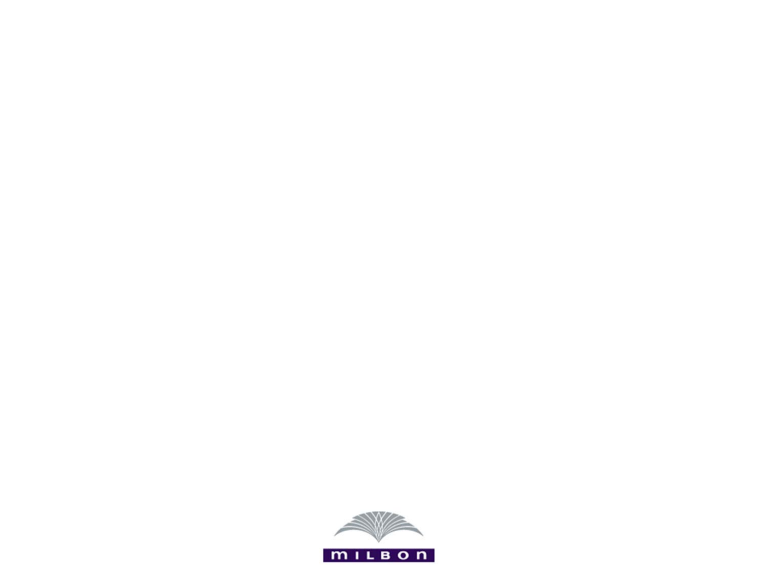MILBON